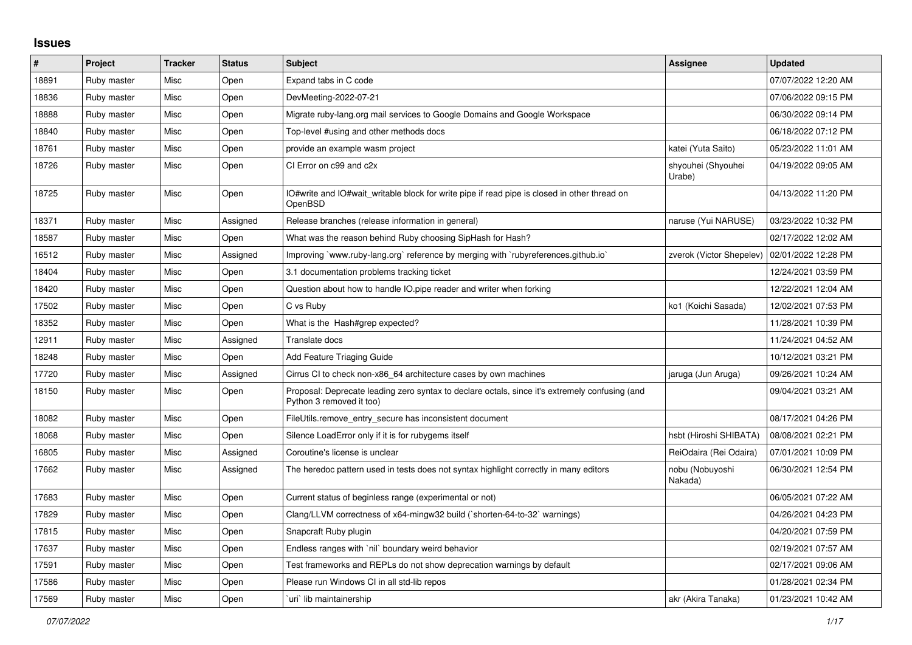## Issues

| # | Project | Tracker | Status | Subject | Assignee | Updated |
|---|---|---|---|---|---|---|
| 18891 | Ruby master | Misc | Open | Expand tabs in C code | | 07/07/2022 12:20 AM |
| 18836 | Ruby master | Misc | Open | DevMeeting-2022-07-21 | | 07/06/2022 09:15 PM |
| 18888 | Ruby master | Misc | Open | Migrate ruby-lang.org mail services to Google Domains and Google Workspace | | 06/30/2022 09:14 PM |
| 18840 | Ruby master | Misc | Open | Top-level #using and other methods docs | | 06/18/2022 07:12 PM |
| 18761 | Ruby master | Misc | Open | provide an example wasm project | katei (Yuta Saito) | 05/23/2022 11:01 AM |
| 18726 | Ruby master | Misc | Open | CI Error on c99 and c2x | shyouhei (Shyouhei Urabe) | 04/19/2022 09:05 AM |
| 18725 | Ruby master | Misc | Open | IO#write and IO#wait_writable block for write pipe if read pipe is closed in other thread on OpenBSD | | 04/13/2022 11:20 PM |
| 18371 | Ruby master | Misc | Assigned | Release branches (release information in general) | naruse (Yui NARUSE) | 03/23/2022 10:32 PM |
| 18587 | Ruby master | Misc | Open | What was the reason behind Ruby choosing SipHash for Hash? | | 02/17/2022 12:02 AM |
| 16512 | Ruby master | Misc | Assigned | Improving `www.ruby-lang.org` reference by merging with `rubyreferences.github.io` | zverok (Victor Shepelev) | 02/01/2022 12:28 PM |
| 18404 | Ruby master | Misc | Open | 3.1 documentation problems tracking ticket | | 12/24/2021 03:59 PM |
| 18420 | Ruby master | Misc | Open | Question about how to handle IO.pipe reader and writer when forking | | 12/22/2021 12:04 AM |
| 17502 | Ruby master | Misc | Open | C vs Ruby | ko1 (Koichi Sasada) | 12/02/2021 07:53 PM |
| 18352 | Ruby master | Misc | Open | What is the Hash#grep expected? | | 11/28/2021 10:39 PM |
| 12911 | Ruby master | Misc | Assigned | Translate docs | | 11/24/2021 04:52 AM |
| 18248 | Ruby master | Misc | Open | Add Feature Triaging Guide | | 10/12/2021 03:21 PM |
| 17720 | Ruby master | Misc | Assigned | Cirrus CI to check non-x86_64 architecture cases by own machines | jaruga (Jun Aruga) | 09/26/2021 10:24 AM |
| 18150 | Ruby master | Misc | Open | Proposal: Deprecate leading zero syntax to declare octals, since it's extremely confusing (and Python 3 removed it too) | | 09/04/2021 03:21 AM |
| 18082 | Ruby master | Misc | Open | FileUtils.remove_entry_secure has inconsistent document | | 08/17/2021 04:26 PM |
| 18068 | Ruby master | Misc | Open | Silence LoadError only if it is for rubygems itself | hsbt (Hiroshi SHIBATA) | 08/08/2021 02:21 PM |
| 16805 | Ruby master | Misc | Assigned | Coroutine's license is unclear | ReiOdaira (Rei Odaira) | 07/01/2021 10:09 PM |
| 17662 | Ruby master | Misc | Assigned | The heredoc pattern used in tests does not syntax highlight correctly in many editors | nobu (Nobuyoshi Nakada) | 06/30/2021 12:54 PM |
| 17683 | Ruby master | Misc | Open | Current status of beginless range (experimental or not) | | 06/05/2021 07:22 AM |
| 17829 | Ruby master | Misc | Open | Clang/LLVM correctness of x64-mingw32 build (`shorten-64-to-32` warnings) | | 04/26/2021 04:23 PM |
| 17815 | Ruby master | Misc | Open | Snapcraft Ruby plugin | | 04/20/2021 07:59 PM |
| 17637 | Ruby master | Misc | Open | Endless ranges with `nil` boundary weird behavior | | 02/19/2021 07:57 AM |
| 17591 | Ruby master | Misc | Open | Test frameworks and REPLs do not show deprecation warnings by default | | 02/17/2021 09:06 AM |
| 17586 | Ruby master | Misc | Open | Please run Windows CI in all std-lib repos | | 01/28/2021 02:34 PM |
| 17569 | Ruby master | Misc | Open | `uri` lib maintainership | akr (Akira Tanaka) | 01/23/2021 10:42 AM |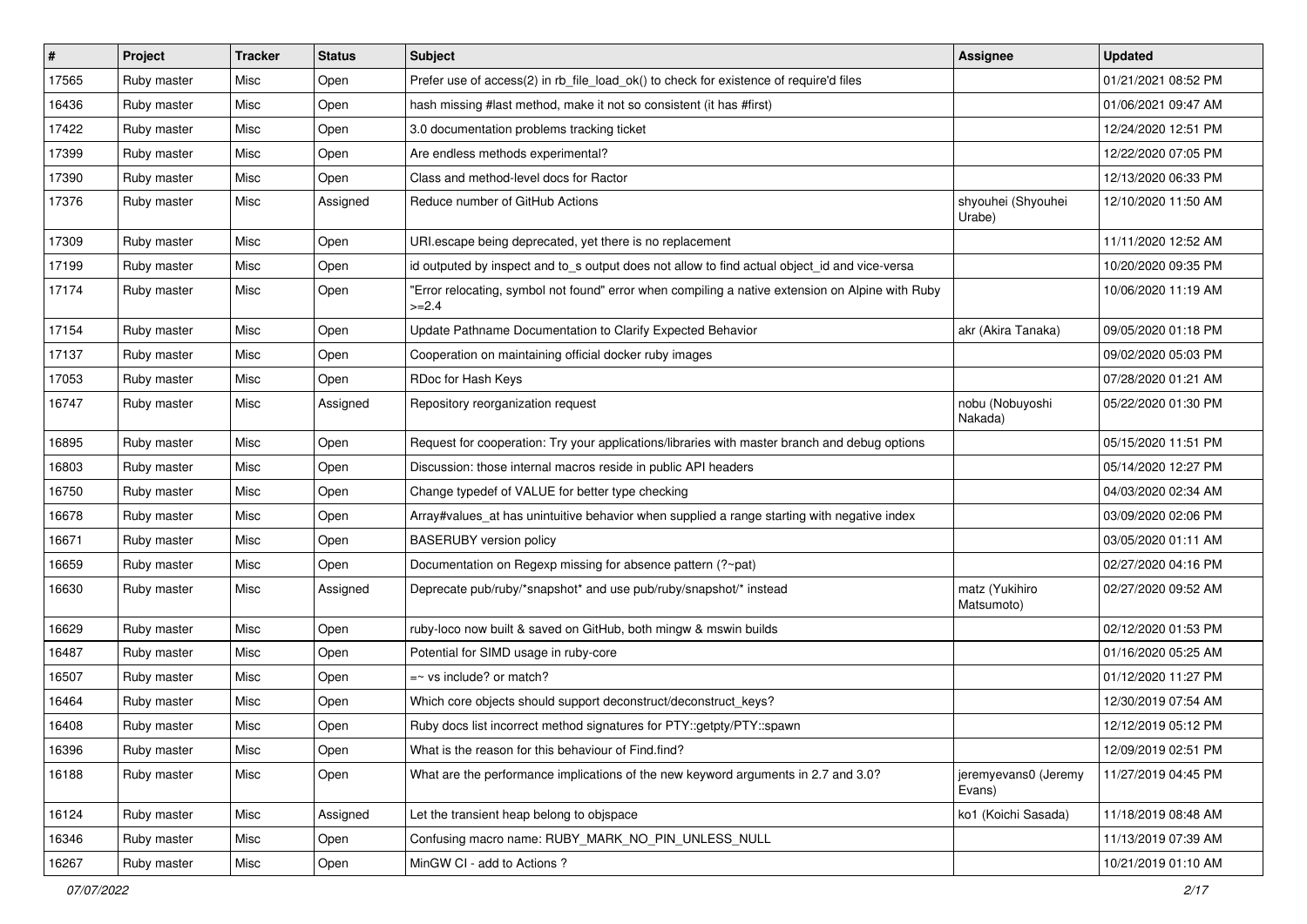| # | Project | Tracker | Status | Subject | Assignee | Updated |
|---|---|---|---|---|---|---|
| 17565 | Ruby master | Misc | Open | Prefer use of access(2) in rb_file_load_ok() to check for existence of require'd files | | 01/21/2021 08:52 PM |
| 16436 | Ruby master | Misc | Open | hash missing #last method, make it not so consistent (it has #first) | | 01/06/2021 09:47 AM |
| 17422 | Ruby master | Misc | Open | 3.0 documentation problems tracking ticket | | 12/24/2020 12:51 PM |
| 17399 | Ruby master | Misc | Open | Are endless methods experimental? | | 12/22/2020 07:05 PM |
| 17390 | Ruby master | Misc | Open | Class and method-level docs for Ractor | | 12/13/2020 06:33 PM |
| 17376 | Ruby master | Misc | Assigned | Reduce number of GitHub Actions | shyouhei (Shyouhei Urabe) | 12/10/2020 11:50 AM |
| 17309 | Ruby master | Misc | Open | URI.escape being deprecated, yet there is no replacement | | 11/11/2020 12:52 AM |
| 17199 | Ruby master | Misc | Open | id outputed by inspect and to_s output does not allow to find actual object_id and vice-versa | | 10/20/2020 09:35 PM |
| 17174 | Ruby master | Misc | Open | "Error relocating, symbol not found" error when compiling a native extension on Alpine with Ruby >=2.4 | | 10/06/2020 11:19 AM |
| 17154 | Ruby master | Misc | Open | Update Pathname Documentation to Clarify Expected Behavior | akr (Akira Tanaka) | 09/05/2020 01:18 PM |
| 17137 | Ruby master | Misc | Open | Cooperation on maintaining official docker ruby images | | 09/02/2020 05:03 PM |
| 17053 | Ruby master | Misc | Open | RDoc for Hash Keys | | 07/28/2020 01:21 AM |
| 16747 | Ruby master | Misc | Assigned | Repository reorganization request | nobu (Nobuyoshi Nakada) | 05/22/2020 01:30 PM |
| 16895 | Ruby master | Misc | Open | Request for cooperation: Try your applications/libraries with master branch and debug options | | 05/15/2020 11:51 PM |
| 16803 | Ruby master | Misc | Open | Discussion: those internal macros reside in public API headers | | 05/14/2020 12:27 PM |
| 16750 | Ruby master | Misc | Open | Change typedef of VALUE for better type checking | | 04/03/2020 02:34 AM |
| 16678 | Ruby master | Misc | Open | Array#values_at has unintuitive behavior when supplied a range starting with negative index | | 03/09/2020 02:06 PM |
| 16671 | Ruby master | Misc | Open | BASERUBY version policy | | 03/05/2020 01:11 AM |
| 16659 | Ruby master | Misc | Open | Documentation on Regexp missing for absence pattern (?~pat) | | 02/27/2020 04:16 PM |
| 16630 | Ruby master | Misc | Assigned | Deprecate pub/ruby/*snapshot* and use pub/ruby/snapshot/* instead | matz (Yukihiro Matsumoto) | 02/27/2020 09:52 AM |
| 16629 | Ruby master | Misc | Open | ruby-loco now built & saved on GitHub, both mingw & mswin builds | | 02/12/2020 01:53 PM |
| 16487 | Ruby master | Misc | Open | Potential for SIMD usage in ruby-core | | 01/16/2020 05:25 AM |
| 16507 | Ruby master | Misc | Open | =~ vs include? or match? | | 01/12/2020 11:27 PM |
| 16464 | Ruby master | Misc | Open | Which core objects should support deconstruct/deconstruct_keys? | | 12/30/2019 07:54 AM |
| 16408 | Ruby master | Misc | Open | Ruby docs list incorrect method signatures for PTY::getpty/PTY::spawn | | 12/12/2019 05:12 PM |
| 16396 | Ruby master | Misc | Open | What is the reason for this behaviour of Find.find? | | 12/09/2019 02:51 PM |
| 16188 | Ruby master | Misc | Open | What are the performance implications of the new keyword arguments in 2.7 and 3.0? | jeremyevans0 (Jeremy Evans) | 11/27/2019 04:45 PM |
| 16124 | Ruby master | Misc | Assigned | Let the transient heap belong to objspace | ko1 (Koichi Sasada) | 11/18/2019 08:48 AM |
| 16346 | Ruby master | Misc | Open | Confusing macro name: RUBY_MARK_NO_PIN_UNLESS_NULL | | 11/13/2019 07:39 AM |
| 16267 | Ruby master | Misc | Open | MinGW CI - add to Actions ? | | 10/21/2019 01:10 AM |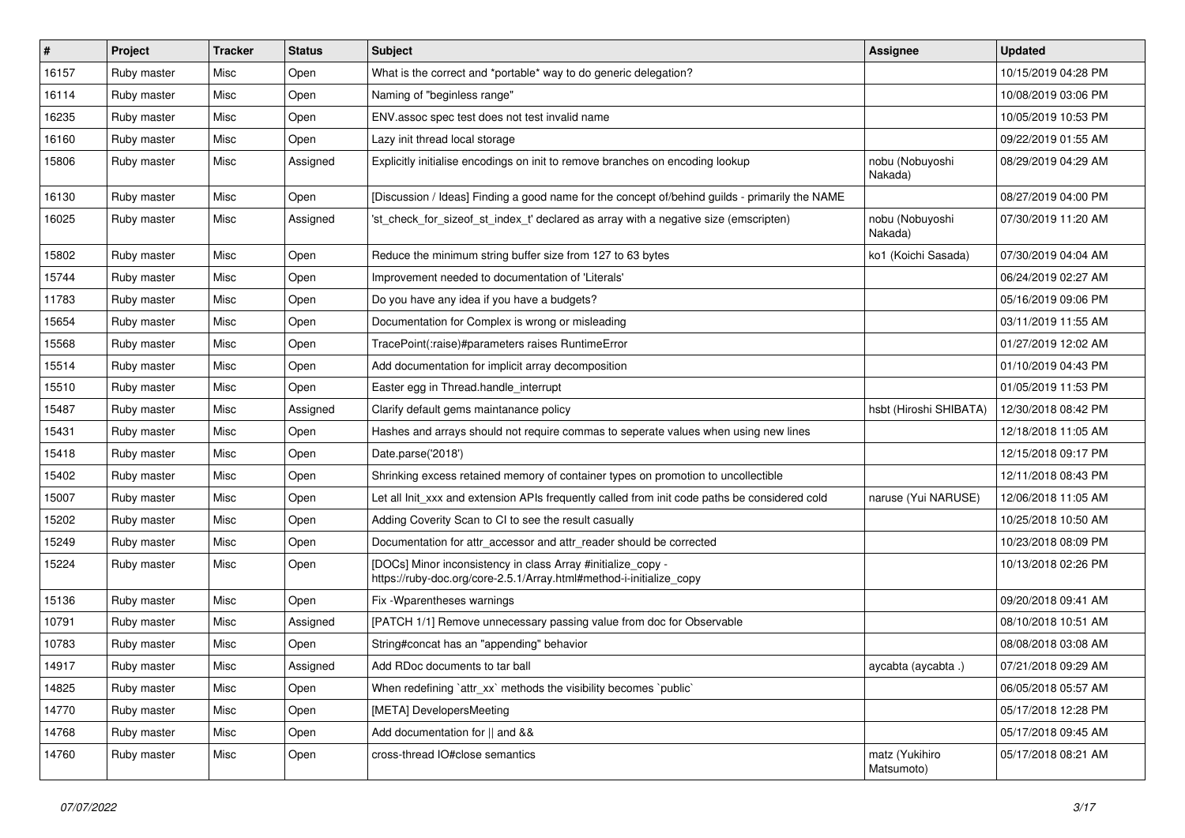| # | Project | Tracker | Status | Subject | Assignee | Updated |
|---|---|---|---|---|---|---|
| 16157 | Ruby master | Misc | Open | What is the correct and *portable* way to do generic delegation? | | 10/15/2019 04:28 PM |
| 16114 | Ruby master | Misc | Open | Naming of "beginless range" | | 10/08/2019 03:06 PM |
| 16235 | Ruby master | Misc | Open | ENV.assoc spec test does not test invalid name | | 10/05/2019 10:53 PM |
| 16160 | Ruby master | Misc | Open | Lazy init thread local storage | | 09/22/2019 01:55 AM |
| 15806 | Ruby master | Misc | Assigned | Explicitly initialise encodings on init to remove branches on encoding lookup | nobu (Nobuyoshi Nakada) | 08/29/2019 04:29 AM |
| 16130 | Ruby master | Misc | Open | [Discussion / Ideas] Finding a good name for the concept of/behind guilds - primarily the NAME | | 08/27/2019 04:00 PM |
| 16025 | Ruby master | Misc | Assigned | 'st_check_for_sizeof_st_index_t' declared as array with a negative size (emscripten) | nobu (Nobuyoshi Nakada) | 07/30/2019 11:20 AM |
| 15802 | Ruby master | Misc | Open | Reduce the minimum string buffer size from 127 to 63 bytes | ko1 (Koichi Sasada) | 07/30/2019 04:04 AM |
| 15744 | Ruby master | Misc | Open | Improvement needed to documentation of 'Literals' | | 06/24/2019 02:27 AM |
| 11783 | Ruby master | Misc | Open | Do you have any idea if you have a budgets? | | 05/16/2019 09:06 PM |
| 15654 | Ruby master | Misc | Open | Documentation for Complex is wrong or misleading | | 03/11/2019 11:55 AM |
| 15568 | Ruby master | Misc | Open | TracePoint(:raise)#parameters raises RuntimeError | | 01/27/2019 12:02 AM |
| 15514 | Ruby master | Misc | Open | Add documentation for implicit array decomposition | | 01/10/2019 04:43 PM |
| 15510 | Ruby master | Misc | Open | Easter egg in Thread.handle_interrupt | | 01/05/2019 11:53 PM |
| 15487 | Ruby master | Misc | Assigned | Clarify default gems maintanance policy | hsbt (Hiroshi SHIBATA) | 12/30/2018 08:42 PM |
| 15431 | Ruby master | Misc | Open | Hashes and arrays should not require commas to seperate values when using new lines | | 12/18/2018 11:05 AM |
| 15418 | Ruby master | Misc | Open | Date.parse('2018') | | 12/15/2018 09:17 PM |
| 15402 | Ruby master | Misc | Open | Shrinking excess retained memory of container types on promotion to uncollectible | | 12/11/2018 08:43 PM |
| 15007 | Ruby master | Misc | Open | Let all Init_xxx and extension APIs frequently called from init code paths be considered cold | naruse (Yui NARUSE) | 12/06/2018 11:05 AM |
| 15202 | Ruby master | Misc | Open | Adding Coverity Scan to CI to see the result casually | | 10/25/2018 10:50 AM |
| 15249 | Ruby master | Misc | Open | Documentation for attr_accessor and attr_reader should be corrected | | 10/23/2018 08:09 PM |
| 15224 | Ruby master | Misc | Open | [DOCs] Minor inconsistency in class Array #initialize_copy - https://ruby-doc.org/core-2.5.1/Array.html#method-i-initialize_copy | | 10/13/2018 02:26 PM |
| 15136 | Ruby master | Misc | Open | Fix -Wparentheses warnings | | 09/20/2018 09:41 AM |
| 10791 | Ruby master | Misc | Assigned | [PATCH 1/1] Remove unnecessary passing value from doc for Observable | | 08/10/2018 10:51 AM |
| 10783 | Ruby master | Misc | Open | String#concat has an "appending" behavior | | 08/08/2018 03:08 AM |
| 14917 | Ruby master | Misc | Assigned | Add RDoc documents to tar ball | aycabta (aycabta .) | 07/21/2018 09:29 AM |
| 14825 | Ruby master | Misc | Open | When redefining `attr_xx` methods the visibility becomes `public` | | 06/05/2018 05:57 AM |
| 14770 | Ruby master | Misc | Open | [META] DevelopersMeeting | | 05/17/2018 12:28 PM |
| 14768 | Ruby master | Misc | Open | Add documentation for \|\| and && | | 05/17/2018 09:45 AM |
| 14760 | Ruby master | Misc | Open | cross-thread IO#close semantics | matz (Yukihiro Matsumoto) | 05/17/2018 08:21 AM |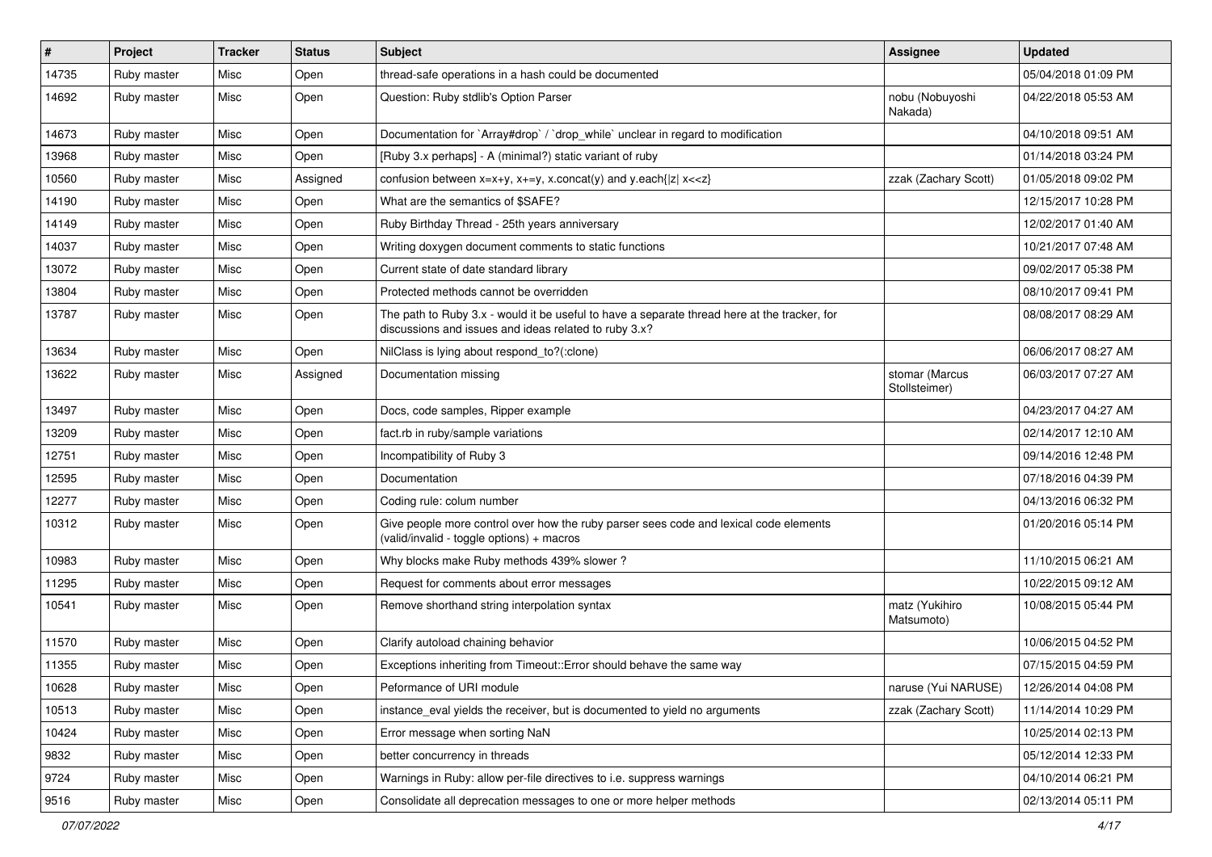| # | Project | Tracker | Status | Subject | Assignee | Updated |
|---|---|---|---|---|---|---|
| 14735 | Ruby master | Misc | Open | thread-safe operations in a hash could be documented | | 05/04/2018 01:09 PM |
| 14692 | Ruby master | Misc | Open | Question: Ruby stdlib's Option Parser | nobu (Nobuyoshi Nakada) | 04/22/2018 05:53 AM |
| 14673 | Ruby master | Misc | Open | Documentation for `Array#drop` / `drop_while` unclear in regard to modification | | 04/10/2018 09:51 AM |
| 13968 | Ruby master | Misc | Open | [Ruby 3.x perhaps] - A (minimal?) static variant of ruby | | 01/14/2018 03:24 PM |
| 10560 | Ruby master | Misc | Assigned | confusion between x=x+y, x+=y, x.concat(y) and y.each{\|z\| x<<z} | zzak (Zachary Scott) | 01/05/2018 09:02 PM |
| 14190 | Ruby master | Misc | Open | What are the semantics of $SAFE? | | 12/15/2017 10:28 PM |
| 14149 | Ruby master | Misc | Open | Ruby Birthday Thread - 25th years anniversary | | 12/02/2017 01:40 AM |
| 14037 | Ruby master | Misc | Open | Writing doxygen document comments to static functions | | 10/21/2017 07:48 AM |
| 13072 | Ruby master | Misc | Open | Current state of date standard library | | 09/02/2017 05:38 PM |
| 13804 | Ruby master | Misc | Open | Protected methods cannot be overridden | | 08/10/2017 09:41 PM |
| 13787 | Ruby master | Misc | Open | The path to Ruby 3.x - would it be useful to have a separate thread here at the tracker, for discussions and issues and ideas related to ruby 3.x? | | 08/08/2017 08:29 AM |
| 13634 | Ruby master | Misc | Open | NilClass is lying about respond_to?(:clone) | | 06/06/2017 08:27 AM |
| 13622 | Ruby master | Misc | Assigned | Documentation missing | stomar (Marcus Stollsteimer) | 06/03/2017 07:27 AM |
| 13497 | Ruby master | Misc | Open | Docs, code samples, Ripper example | | 04/23/2017 04:27 AM |
| 13209 | Ruby master | Misc | Open | fact.rb in ruby/sample variations | | 02/14/2017 12:10 AM |
| 12751 | Ruby master | Misc | Open | Incompatibility of Ruby 3 | | 09/14/2016 12:48 PM |
| 12595 | Ruby master | Misc | Open | Documentation | | 07/18/2016 04:39 PM |
| 12277 | Ruby master | Misc | Open | Coding rule: colum number | | 04/13/2016 06:32 PM |
| 10312 | Ruby master | Misc | Open | Give people more control over how the ruby parser sees code and lexical code elements (valid/invalid - toggle options) + macros | | 01/20/2016 05:14 PM |
| 10983 | Ruby master | Misc | Open | Why blocks make Ruby methods 439% slower ? | | 11/10/2015 06:21 AM |
| 11295 | Ruby master | Misc | Open | Request for comments about error messages | | 10/22/2015 09:12 AM |
| 10541 | Ruby master | Misc | Open | Remove shorthand string interpolation syntax | matz (Yukihiro Matsumoto) | 10/08/2015 05:44 PM |
| 11570 | Ruby master | Misc | Open | Clarify autoload chaining behavior | | 10/06/2015 04:52 PM |
| 11355 | Ruby master | Misc | Open | Exceptions inheriting from Timeout::Error should behave the same way | | 07/15/2015 04:59 PM |
| 10628 | Ruby master | Misc | Open | Peformance of URI module | naruse (Yui NARUSE) | 12/26/2014 04:08 PM |
| 10513 | Ruby master | Misc | Open | instance_eval yields the receiver, but is documented to yield no arguments | zzak (Zachary Scott) | 11/14/2014 10:29 PM |
| 10424 | Ruby master | Misc | Open | Error message when sorting NaN | | 10/25/2014 02:13 PM |
| 9832 | Ruby master | Misc | Open | better concurrency in threads | | 05/12/2014 12:33 PM |
| 9724 | Ruby master | Misc | Open | Warnings in Ruby: allow per-file directives to i.e. suppress warnings | | 04/10/2014 06:21 PM |
| 9516 | Ruby master | Misc | Open | Consolidate all deprecation messages to one or more helper methods | | 02/13/2014 05:11 PM |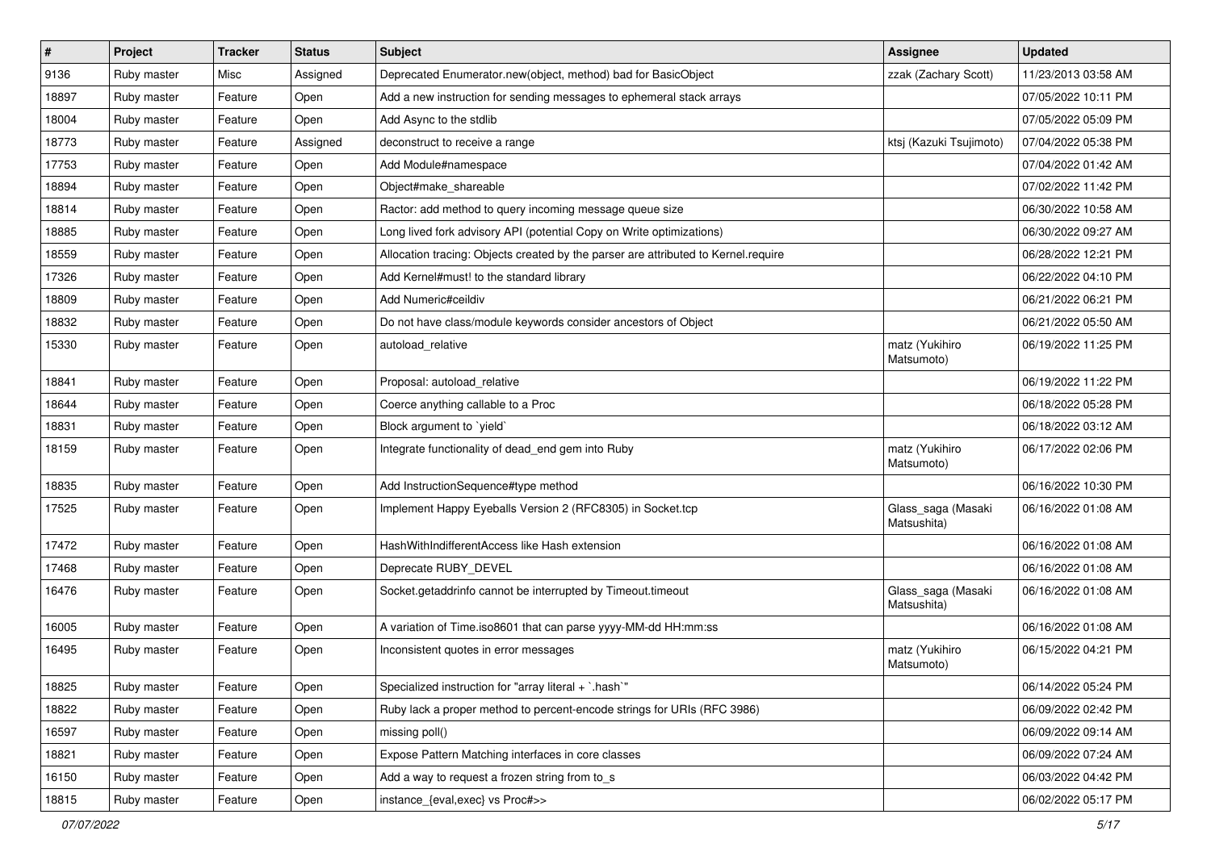| # | Project | Tracker | Status | Subject | Assignee | Updated |
|---|---|---|---|---|---|---|
| 9136 | Ruby master | Misc | Assigned | Deprecated Enumerator.new(object, method) bad for BasicObject | zzak (Zachary Scott) | 11/23/2013 03:58 AM |
| 18897 | Ruby master | Feature | Open | Add a new instruction for sending messages to ephemeral stack arrays | | 07/05/2022 10:11 PM |
| 18004 | Ruby master | Feature | Open | Add Async to the stdlib | | 07/05/2022 05:09 PM |
| 18773 | Ruby master | Feature | Assigned | deconstruct to receive a range | ktsj (Kazuki Tsujimoto) | 07/04/2022 05:38 PM |
| 17753 | Ruby master | Feature | Open | Add Module#namespace | | 07/04/2022 01:42 AM |
| 18894 | Ruby master | Feature | Open | Object#make_shareable | | 07/02/2022 11:42 PM |
| 18814 | Ruby master | Feature | Open | Ractor: add method to query incoming message queue size | | 06/30/2022 10:58 AM |
| 18885 | Ruby master | Feature | Open | Long lived fork advisory API (potential Copy on Write optimizations) | | 06/30/2022 09:27 AM |
| 18559 | Ruby master | Feature | Open | Allocation tracing: Objects created by the parser are attributed to Kernel.require | | 06/28/2022 12:21 PM |
| 17326 | Ruby master | Feature | Open | Add Kernel#must! to the standard library | | 06/22/2022 04:10 PM |
| 18809 | Ruby master | Feature | Open | Add Numeric#ceildiv | | 06/21/2022 06:21 PM |
| 18832 | Ruby master | Feature | Open | Do not have class/module keywords consider ancestors of Object | | 06/21/2022 05:50 AM |
| 15330 | Ruby master | Feature | Open | autoload_relative | matz (Yukihiro Matsumoto) | 06/19/2022 11:25 PM |
| 18841 | Ruby master | Feature | Open | Proposal: autoload_relative | | 06/19/2022 11:22 PM |
| 18644 | Ruby master | Feature | Open | Coerce anything callable to a Proc | | 06/18/2022 05:28 PM |
| 18831 | Ruby master | Feature | Open | Block argument to `yield` | | 06/18/2022 03:12 AM |
| 18159 | Ruby master | Feature | Open | Integrate functionality of dead_end gem into Ruby | matz (Yukihiro Matsumoto) | 06/17/2022 02:06 PM |
| 18835 | Ruby master | Feature | Open | Add InstructionSequence#type method | | 06/16/2022 10:30 PM |
| 17525 | Ruby master | Feature | Open | Implement Happy Eyeballs Version 2 (RFC8305) in Socket.tcp | Glass_saga (Masaki Matsushita) | 06/16/2022 01:08 AM |
| 17472 | Ruby master | Feature | Open | HashWithIndifferentAccess like Hash extension | | 06/16/2022 01:08 AM |
| 17468 | Ruby master | Feature | Open | Deprecate RUBY_DEVEL | | 06/16/2022 01:08 AM |
| 16476 | Ruby master | Feature | Open | Socket.getaddrinfo cannot be interrupted by Timeout.timeout | Glass_saga (Masaki Matsushita) | 06/16/2022 01:08 AM |
| 16005 | Ruby master | Feature | Open | A variation of Time.iso8601 that can parse yyyy-MM-dd HH:mm:ss | | 06/16/2022 01:08 AM |
| 16495 | Ruby master | Feature | Open | Inconsistent quotes in error messages | matz (Yukihiro Matsumoto) | 06/15/2022 04:21 PM |
| 18825 | Ruby master | Feature | Open | Specialized instruction for "array literal + `.hash`" | | 06/14/2022 05:24 PM |
| 18822 | Ruby master | Feature | Open | Ruby lack a proper method to percent-encode strings for URIs (RFC 3986) | | 06/09/2022 02:42 PM |
| 16597 | Ruby master | Feature | Open | missing poll() | | 06/09/2022 09:14 AM |
| 18821 | Ruby master | Feature | Open | Expose Pattern Matching interfaces in core classes | | 06/09/2022 07:24 AM |
| 16150 | Ruby master | Feature | Open | Add a way to request a frozen string from to_s | | 06/03/2022 04:42 PM |
| 18815 | Ruby master | Feature | Open | instance_{eval,exec} vs Proc#>> | | 06/02/2022 05:17 PM |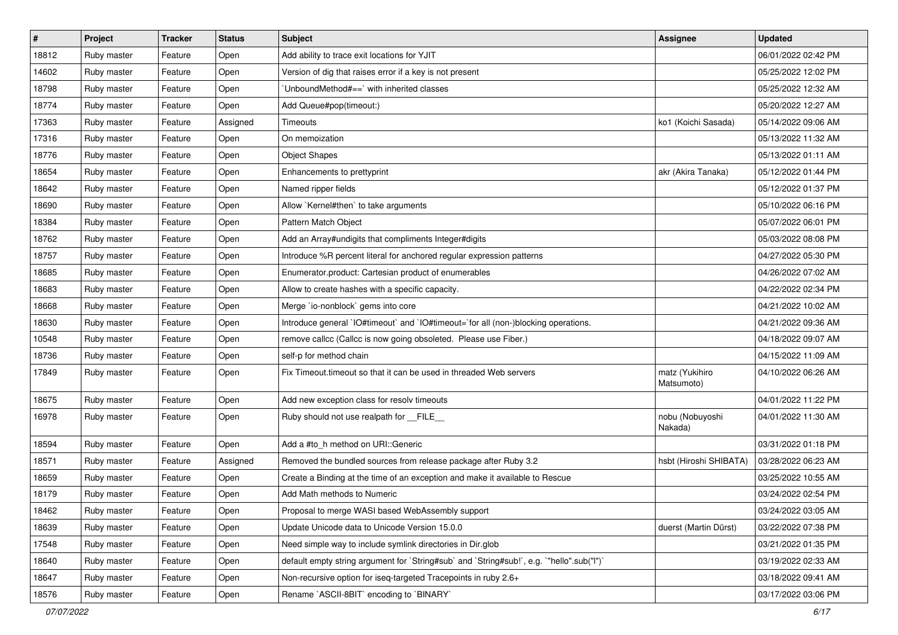| # | Project | Tracker | Status | Subject | Assignee | Updated |
|---|---|---|---|---|---|---|
| 18812 | Ruby master | Feature | Open | Add ability to trace exit locations for YJIT | | 06/01/2022 02:42 PM |
| 14602 | Ruby master | Feature | Open | Version of dig that raises error if a key is not present | | 05/25/2022 12:02 PM |
| 18798 | Ruby master | Feature | Open | `UnboundMethod#==` with inherited classes | | 05/25/2022 12:32 AM |
| 18774 | Ruby master | Feature | Open | Add Queue#pop(timeout:) | | 05/20/2022 12:27 AM |
| 17363 | Ruby master | Feature | Assigned | Timeouts | ko1 (Koichi Sasada) | 05/14/2022 09:06 AM |
| 17316 | Ruby master | Feature | Open | On memoization | | 05/13/2022 11:32 AM |
| 18776 | Ruby master | Feature | Open | Object Shapes | | 05/13/2022 01:11 AM |
| 18654 | Ruby master | Feature | Open | Enhancements to prettyprint | akr (Akira Tanaka) | 05/12/2022 01:44 PM |
| 18642 | Ruby master | Feature | Open | Named ripper fields | | 05/12/2022 01:37 PM |
| 18690 | Ruby master | Feature | Open | Allow `Kernel#then` to take arguments | | 05/10/2022 06:16 PM |
| 18384 | Ruby master | Feature | Open | Pattern Match Object | | 05/07/2022 06:01 PM |
| 18762 | Ruby master | Feature | Open | Add an Array#undigits that compliments Integer#digits | | 05/03/2022 08:08 PM |
| 18757 | Ruby master | Feature | Open | Introduce %R percent literal for anchored regular expression patterns | | 04/27/2022 05:30 PM |
| 18685 | Ruby master | Feature | Open | Enumerator.product: Cartesian product of enumerables | | 04/26/2022 07:02 AM |
| 18683 | Ruby master | Feature | Open | Allow to create hashes with a specific capacity. | | 04/22/2022 02:34 PM |
| 18668 | Ruby master | Feature | Open | Merge `io-nonblock` gems into core | | 04/21/2022 10:02 AM |
| 18630 | Ruby master | Feature | Open | Introduce general `IO#timeout` and `IO#timeout=`for all (non-)blocking operations. | | 04/21/2022 09:36 AM |
| 10548 | Ruby master | Feature | Open | remove callcc (Callcc is now going obsoleted. Please use Fiber.) | | 04/18/2022 09:07 AM |
| 18736 | Ruby master | Feature | Open | self-p for method chain | | 04/15/2022 11:09 AM |
| 17849 | Ruby master | Feature | Open | Fix Timeout.timeout so that it can be used in threaded Web servers | matz (Yukihiro Matsumoto) | 04/10/2022 06:26 AM |
| 18675 | Ruby master | Feature | Open | Add new exception class for resolv timeouts | | 04/01/2022 11:22 PM |
| 16978 | Ruby master | Feature | Open | Ruby should not use realpath for __FILE__ | nobu (Nobuyoshi Nakada) | 04/01/2022 11:30 AM |
| 18594 | Ruby master | Feature | Open | Add a #to_h method on URI::Generic | | 03/31/2022 01:18 PM |
| 18571 | Ruby master | Feature | Assigned | Removed the bundled sources from release package after Ruby 3.2 | hsbt (Hiroshi SHIBATA) | 03/28/2022 06:23 AM |
| 18659 | Ruby master | Feature | Open | Create a Binding at the time of an exception and make it available to Rescue | | 03/25/2022 10:55 AM |
| 18179 | Ruby master | Feature | Open | Add Math methods to Numeric | | 03/24/2022 02:54 PM |
| 18462 | Ruby master | Feature | Open | Proposal to merge WASI based WebAssembly support | | 03/24/2022 03:05 AM |
| 18639 | Ruby master | Feature | Open | Update Unicode data to Unicode Version 15.0.0 | duerst (Martin Dürst) | 03/22/2022 07:38 PM |
| 17548 | Ruby master | Feature | Open | Need simple way to include symlink directories in Dir.glob | | 03/21/2022 01:35 PM |
| 18640 | Ruby master | Feature | Open | default empty string argument for `String#sub` and `String#sub!`, e.g. `"hello".sub("l")` | | 03/19/2022 02:33 AM |
| 18647 | Ruby master | Feature | Open | Non-recursive option for iseq-targeted Tracepoints in ruby 2.6+ | | 03/18/2022 09:41 AM |
| 18576 | Ruby master | Feature | Open | Rename `ASCII-8BIT` encoding to `BINARY` | | 03/17/2022 03:06 PM |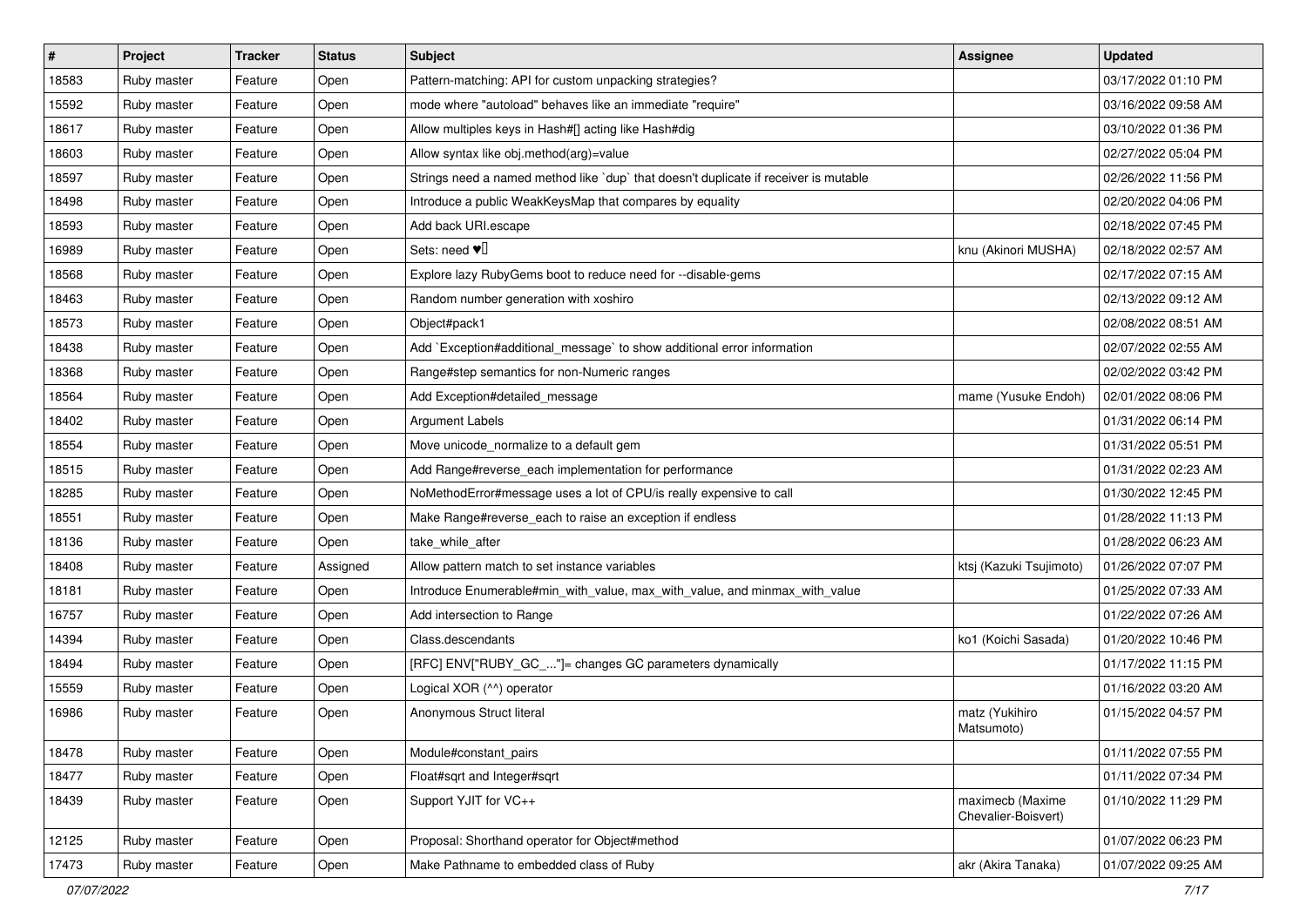| # | Project | Tracker | Status | Subject | Assignee | Updated |
|---|---|---|---|---|---|---|
| 18583 | Ruby master | Feature | Open | Pattern-matching: API for custom unpacking strategies? | | 03/17/2022 01:10 PM |
| 15592 | Ruby master | Feature | Open | mode where "autoload" behaves like an immediate "require" | | 03/16/2022 09:58 AM |
| 18617 | Ruby master | Feature | Open | Allow multiples keys in Hash#[] acting like Hash#dig | | 03/10/2022 01:36 PM |
| 18603 | Ruby master | Feature | Open | Allow syntax like obj.method(arg)=value | | 02/27/2022 05:04 PM |
| 18597 | Ruby master | Feature | Open | Strings need a named method like `dup` that doesn't duplicate if receiver is mutable | | 02/26/2022 11:56 PM |
| 18498 | Ruby master | Feature | Open | Introduce a public WeakKeysMap that compares by equality | | 02/20/2022 04:06 PM |
| 18593 | Ruby master | Feature | Open | Add back URI.escape | | 02/18/2022 07:45 PM |
| 16989 | Ruby master | Feature | Open | Sets: need ♥️ | knu (Akinori MUSHA) | 02/18/2022 02:57 AM |
| 18568 | Ruby master | Feature | Open | Explore lazy RubyGems boot to reduce need for --disable-gems | | 02/17/2022 07:15 AM |
| 18463 | Ruby master | Feature | Open | Random number generation with xoshiro | | 02/13/2022 09:12 AM |
| 18573 | Ruby master | Feature | Open | Object#pack1 | | 02/08/2022 08:51 AM |
| 18438 | Ruby master | Feature | Open | Add `Exception#additional_message` to show additional error information | | 02/07/2022 02:55 AM |
| 18368 | Ruby master | Feature | Open | Range#step semantics for non-Numeric ranges | | 02/02/2022 03:42 PM |
| 18564 | Ruby master | Feature | Open | Add Exception#detailed_message | mame (Yusuke Endoh) | 02/01/2022 08:06 PM |
| 18402 | Ruby master | Feature | Open | Argument Labels | | 01/31/2022 06:14 PM |
| 18554 | Ruby master | Feature | Open | Move unicode_normalize to a default gem | | 01/31/2022 05:51 PM |
| 18515 | Ruby master | Feature | Open | Add Range#reverse_each implementation for performance | | 01/31/2022 02:23 AM |
| 18285 | Ruby master | Feature | Open | NoMethodError#message uses a lot of CPU/is really expensive to call | | 01/30/2022 12:45 PM |
| 18551 | Ruby master | Feature | Open | Make Range#reverse_each to raise an exception if endless | | 01/28/2022 11:13 PM |
| 18136 | Ruby master | Feature | Open | take_while_after | | 01/28/2022 06:23 AM |
| 18408 | Ruby master | Feature | Assigned | Allow pattern match to set instance variables | ktsj (Kazuki Tsujimoto) | 01/26/2022 07:07 PM |
| 18181 | Ruby master | Feature | Open | Introduce Enumerable#min_with_value, max_with_value, and minmax_with_value | | 01/25/2022 07:33 AM |
| 16757 | Ruby master | Feature | Open | Add intersection to Range | | 01/22/2022 07:26 AM |
| 14394 | Ruby master | Feature | Open | Class.descendants | ko1 (Koichi Sasada) | 01/20/2022 10:46 PM |
| 18494 | Ruby master | Feature | Open | [RFC] ENV["RUBY_GC_..."]= changes GC parameters dynamically | | 01/17/2022 11:15 PM |
| 15559 | Ruby master | Feature | Open | Logical XOR (^^) operator | | 01/16/2022 03:20 AM |
| 16986 | Ruby master | Feature | Open | Anonymous Struct literal | matz (Yukihiro Matsumoto) | 01/15/2022 04:57 PM |
| 18478 | Ruby master | Feature | Open | Module#constant_pairs | | 01/11/2022 07:55 PM |
| 18477 | Ruby master | Feature | Open | Float#sqrt and Integer#sqrt | | 01/11/2022 07:34 PM |
| 18439 | Ruby master | Feature | Open | Support YJIT for VC++ | maximecb (Maxime Chevalier-Boisvert) | 01/10/2022 11:29 PM |
| 12125 | Ruby master | Feature | Open | Proposal: Shorthand operator for Object#method | | 01/07/2022 06:23 PM |
| 17473 | Ruby master | Feature | Open | Make Pathname to embedded class of Ruby | akr (Akira Tanaka) | 01/07/2022 09:25 AM |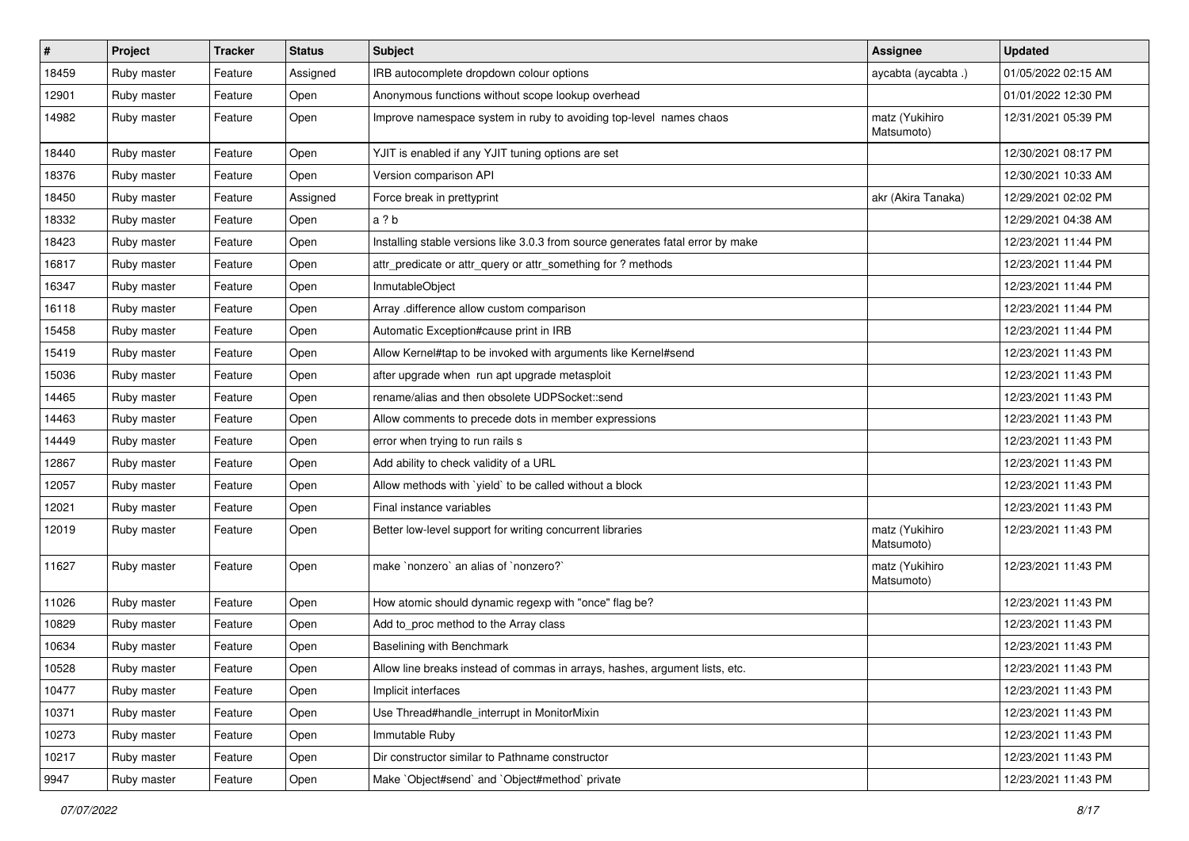| # | Project | Tracker | Status | Subject | Assignee | Updated |
|---|---|---|---|---|---|---|
| 18459 | Ruby master | Feature | Assigned | IRB autocomplete dropdown colour options | aycabta (aycabta .) | 01/05/2022 02:15 AM |
| 12901 | Ruby master | Feature | Open | Anonymous functions without scope lookup overhead |  | 01/01/2022 12:30 PM |
| 14982 | Ruby master | Feature | Open | Improve namespace system in ruby to avoiding top-level names chaos | matz (Yukihiro Matsumoto) | 12/31/2021 05:39 PM |
| 18440 | Ruby master | Feature | Open | YJIT is enabled if any YJIT tuning options are set |  | 12/30/2021 08:17 PM |
| 18376 | Ruby master | Feature | Open | Version comparison API |  | 12/30/2021 10:33 AM |
| 18450 | Ruby master | Feature | Assigned | Force break in prettyprint | akr (Akira Tanaka) | 12/29/2021 02:02 PM |
| 18332 | Ruby master | Feature | Open | a ? b |  | 12/29/2021 04:38 AM |
| 18423 | Ruby master | Feature | Open | Installing stable versions like 3.0.3 from source generates fatal error by make |  | 12/23/2021 11:44 PM |
| 16817 | Ruby master | Feature | Open | attr_predicate or attr_query or attr_something for ? methods |  | 12/23/2021 11:44 PM |
| 16347 | Ruby master | Feature | Open | InmutableObject |  | 12/23/2021 11:44 PM |
| 16118 | Ruby master | Feature | Open | Array .difference allow custom comparison |  | 12/23/2021 11:44 PM |
| 15458 | Ruby master | Feature | Open | Automatic Exception#cause print in IRB |  | 12/23/2021 11:44 PM |
| 15419 | Ruby master | Feature | Open | Allow Kernel#tap to be invoked with arguments like Kernel#send |  | 12/23/2021 11:43 PM |
| 15036 | Ruby master | Feature | Open | after upgrade when run apt upgrade metasploit |  | 12/23/2021 11:43 PM |
| 14465 | Ruby master | Feature | Open | rename/alias and then obsolete UDPSocket::send |  | 12/23/2021 11:43 PM |
| 14463 | Ruby master | Feature | Open | Allow comments to precede dots in member expressions |  | 12/23/2021 11:43 PM |
| 14449 | Ruby master | Feature | Open | error when trying to run rails s |  | 12/23/2021 11:43 PM |
| 12867 | Ruby master | Feature | Open | Add ability to check validity of a URL |  | 12/23/2021 11:43 PM |
| 12057 | Ruby master | Feature | Open | Allow methods with `yield` to be called without a block |  | 12/23/2021 11:43 PM |
| 12021 | Ruby master | Feature | Open | Final instance variables |  | 12/23/2021 11:43 PM |
| 12019 | Ruby master | Feature | Open | Better low-level support for writing concurrent libraries | matz (Yukihiro Matsumoto) | 12/23/2021 11:43 PM |
| 11627 | Ruby master | Feature | Open | make `nonzero` an alias of `nonzero?` | matz (Yukihiro Matsumoto) | 12/23/2021 11:43 PM |
| 11026 | Ruby master | Feature | Open | How atomic should dynamic regexp with "once" flag be? |  | 12/23/2021 11:43 PM |
| 10829 | Ruby master | Feature | Open | Add to_proc method to the Array class |  | 12/23/2021 11:43 PM |
| 10634 | Ruby master | Feature | Open | Baselining with Benchmark |  | 12/23/2021 11:43 PM |
| 10528 | Ruby master | Feature | Open | Allow line breaks instead of commas in arrays, hashes, argument lists, etc. |  | 12/23/2021 11:43 PM |
| 10477 | Ruby master | Feature | Open | Implicit interfaces |  | 12/23/2021 11:43 PM |
| 10371 | Ruby master | Feature | Open | Use Thread#handle_interrupt in MonitorMixin |  | 12/23/2021 11:43 PM |
| 10273 | Ruby master | Feature | Open | Immutable Ruby |  | 12/23/2021 11:43 PM |
| 10217 | Ruby master | Feature | Open | Dir constructor similar to Pathname constructor |  | 12/23/2021 11:43 PM |
| 9947 | Ruby master | Feature | Open | Make `Object#send` and `Object#method` private |  | 12/23/2021 11:43 PM |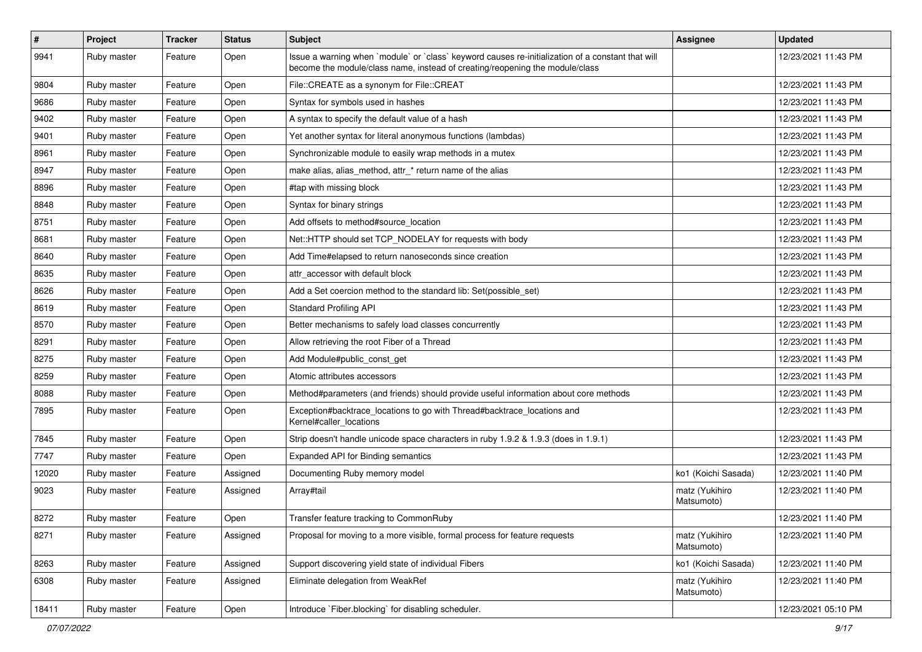| # | Project | Tracker | Status | Subject | Assignee | Updated |
|---|---|---|---|---|---|---|
| 9941 | Ruby master | Feature | Open | Issue a warning when `module` or `class` keyword causes re-initialization of a constant that will become the module/class name, instead of creating/reopening the module/class | | 12/23/2021 11:43 PM |
| 9804 | Ruby master | Feature | Open | File::CREATE as a synonym for File::CREAT | | 12/23/2021 11:43 PM |
| 9686 | Ruby master | Feature | Open | Syntax for symbols used in hashes | | 12/23/2021 11:43 PM |
| 9402 | Ruby master | Feature | Open | A syntax to specify the default value of a hash | | 12/23/2021 11:43 PM |
| 9401 | Ruby master | Feature | Open | Yet another syntax for literal anonymous functions (lambdas) | | 12/23/2021 11:43 PM |
| 8961 | Ruby master | Feature | Open | Synchronizable module to easily wrap methods in a mutex | | 12/23/2021 11:43 PM |
| 8947 | Ruby master | Feature | Open | make alias, alias_method, attr_* return name of the alias | | 12/23/2021 11:43 PM |
| 8896 | Ruby master | Feature | Open | #tap with missing block | | 12/23/2021 11:43 PM |
| 8848 | Ruby master | Feature | Open | Syntax for binary strings | | 12/23/2021 11:43 PM |
| 8751 | Ruby master | Feature | Open | Add offsets to method#source_location | | 12/23/2021 11:43 PM |
| 8681 | Ruby master | Feature | Open | Net::HTTP should set TCP_NODELAY for requests with body | | 12/23/2021 11:43 PM |
| 8640 | Ruby master | Feature | Open | Add Time#elapsed to return nanoseconds since creation | | 12/23/2021 11:43 PM |
| 8635 | Ruby master | Feature | Open | attr_accessor with default block | | 12/23/2021 11:43 PM |
| 8626 | Ruby master | Feature | Open | Add a Set coercion method to the standard lib: Set(possible_set) | | 12/23/2021 11:43 PM |
| 8619 | Ruby master | Feature | Open | Standard Profiling API | | 12/23/2021 11:43 PM |
| 8570 | Ruby master | Feature | Open | Better mechanisms to safely load classes concurrently | | 12/23/2021 11:43 PM |
| 8291 | Ruby master | Feature | Open | Allow retrieving the root Fiber of a Thread | | 12/23/2021 11:43 PM |
| 8275 | Ruby master | Feature | Open | Add Module#public_const_get | | 12/23/2021 11:43 PM |
| 8259 | Ruby master | Feature | Open | Atomic attributes accessors | | 12/23/2021 11:43 PM |
| 8088 | Ruby master | Feature | Open | Method#parameters (and friends) should provide useful information about core methods | | 12/23/2021 11:43 PM |
| 7895 | Ruby master | Feature | Open | Exception#backtrace_locations to go with Thread#backtrace_locations and Kernel#caller_locations | | 12/23/2021 11:43 PM |
| 7845 | Ruby master | Feature | Open | Strip doesn't handle unicode space characters in ruby 1.9.2 & 1.9.3 (does in 1.9.1) | | 12/23/2021 11:43 PM |
| 7747 | Ruby master | Feature | Open | Expanded API for Binding semantics | | 12/23/2021 11:43 PM |
| 12020 | Ruby master | Feature | Assigned | Documenting Ruby memory model | ko1 (Koichi Sasada) | 12/23/2021 11:40 PM |
| 9023 | Ruby master | Feature | Assigned | Array#tail | matz (Yukihiro Matsumoto) | 12/23/2021 11:40 PM |
| 8272 | Ruby master | Feature | Open | Transfer feature tracking to CommonRuby | | 12/23/2021 11:40 PM |
| 8271 | Ruby master | Feature | Assigned | Proposal for moving to a more visible, formal process for feature requests | matz (Yukihiro Matsumoto) | 12/23/2021 11:40 PM |
| 8263 | Ruby master | Feature | Assigned | Support discovering yield state of individual Fibers | ko1 (Koichi Sasada) | 12/23/2021 11:40 PM |
| 6308 | Ruby master | Feature | Assigned | Eliminate delegation from WeakRef | matz (Yukihiro Matsumoto) | 12/23/2021 11:40 PM |
| 18411 | Ruby master | Feature | Open | Introduce `Fiber.blocking` for disabling scheduler. | | 12/23/2021 05:10 PM |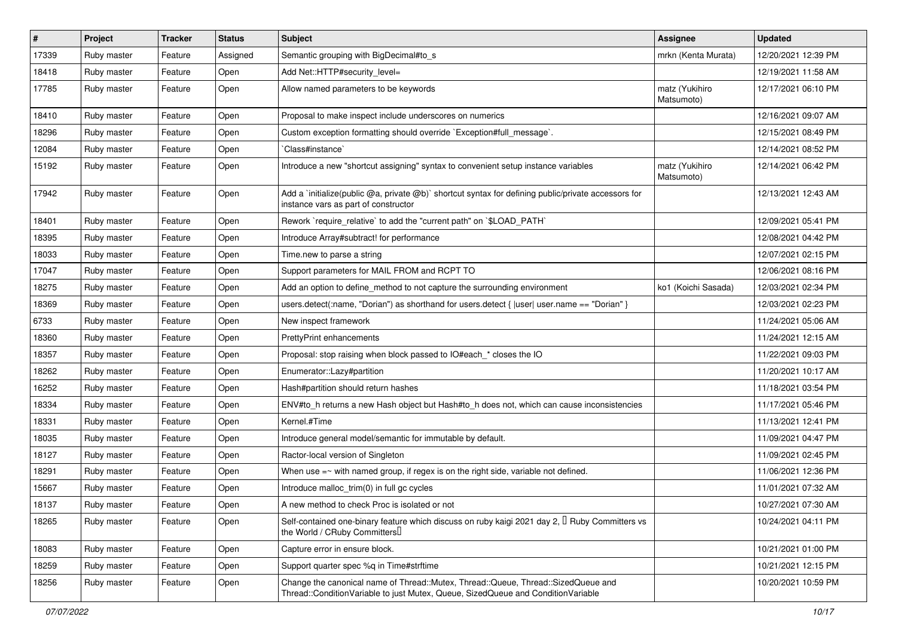| # | Project | Tracker | Status | Subject | Assignee | Updated |
|---|---|---|---|---|---|---|
| 17339 | Ruby master | Feature | Assigned | Semantic grouping with BigDecimal#to_s | mrkn (Kenta Murata) | 12/20/2021 12:39 PM |
| 18418 | Ruby master | Feature | Open | Add Net::HTTP#security_level= | | 12/19/2021 11:58 AM |
| 17785 | Ruby master | Feature | Open | Allow named parameters to be keywords | matz (Yukihiro Matsumoto) | 12/17/2021 06:10 PM |
| 18410 | Ruby master | Feature | Open | Proposal to make inspect include underscores on numerics | | 12/16/2021 09:07 AM |
| 18296 | Ruby master | Feature | Open | Custom exception formatting should override `Exception#full_message`. | | 12/15/2021 08:49 PM |
| 12084 | Ruby master | Feature | Open | `Class#instance` | | 12/14/2021 08:52 PM |
| 15192 | Ruby master | Feature | Open | Introduce a new "shortcut assigning" syntax to convenient setup instance variables | matz (Yukihiro Matsumoto) | 12/14/2021 06:42 PM |
| 17942 | Ruby master | Feature | Open | Add a `initialize(public @a, private @b)` shortcut syntax for defining public/private accessors for instance vars as part of constructor | | 12/13/2021 12:43 AM |
| 18401 | Ruby master | Feature | Open | Rework `require_relative` to add the "current path" on `$LOAD_PATH` | | 12/09/2021 05:41 PM |
| 18395 | Ruby master | Feature | Open | Introduce Array#subtract! for performance | | 12/08/2021 04:42 PM |
| 18033 | Ruby master | Feature | Open | Time.new to parse a string | | 12/07/2021 02:15 PM |
| 17047 | Ruby master | Feature | Open | Support parameters for MAIL FROM and RCPT TO | | 12/06/2021 08:16 PM |
| 18275 | Ruby master | Feature | Open | Add an option to define_method to not capture the surrounding environment | ko1 (Koichi Sasada) | 12/03/2021 02:34 PM |
| 18369 | Ruby master | Feature | Open | users.detect(:name, "Dorian") as shorthand for users.detect { \|user\| user.name == "Dorian" } | | 12/03/2021 02:23 PM |
| 6733 | Ruby master | Feature | Open | New inspect framework | | 11/24/2021 05:06 AM |
| 18360 | Ruby master | Feature | Open | PrettyPrint enhancements | | 11/24/2021 12:15 AM |
| 18357 | Ruby master | Feature | Open | Proposal: stop raising when block passed to IO#each_* closes the IO | | 11/22/2021 09:03 PM |
| 18262 | Ruby master | Feature | Open | Enumerator::Lazy#partition | | 11/20/2021 10:17 AM |
| 16252 | Ruby master | Feature | Open | Hash#partition should return hashes | | 11/18/2021 03:54 PM |
| 18334 | Ruby master | Feature | Open | ENV#to_h returns a new Hash object but Hash#to_h does not, which can cause inconsistencies | | 11/17/2021 05:46 PM |
| 18331 | Ruby master | Feature | Open | Kernel.#Time | | 11/13/2021 12:41 PM |
| 18035 | Ruby master | Feature | Open | Introduce general model/semantic for immutable by default. | | 11/09/2021 04:47 PM |
| 18127 | Ruby master | Feature | Open | Ractor-local version of Singleton | | 11/09/2021 02:45 PM |
| 18291 | Ruby master | Feature | Open | When use =~ with named group, if regex is on the right side, variable not defined. | | 11/06/2021 12:36 PM |
| 15667 | Ruby master | Feature | Open | Introduce malloc_trim(0) in full gc cycles | | 11/01/2021 07:32 AM |
| 18137 | Ruby master | Feature | Open | A new method to check Proc is isolated or not | | 10/27/2021 07:30 AM |
| 18265 | Ruby master | Feature | Open | Self-contained one-binary feature which discuss on ruby kaigi 2021 day 2, 「Ruby Committers vs the World / CRuby Committers」 | | 10/24/2021 04:11 PM |
| 18083 | Ruby master | Feature | Open | Capture error in ensure block. | | 10/21/2021 01:00 PM |
| 18259 | Ruby master | Feature | Open | Support quarter spec %q in Time#strftime | | 10/21/2021 12:15 PM |
| 18256 | Ruby master | Feature | Open | Change the canonical name of Thread::Mutex, Thread::Queue, Thread::SizedQueue and Thread::ConditionVariable to just Mutex, Queue, SizedQueue and ConditionVariable | | 10/20/2021 10:59 PM |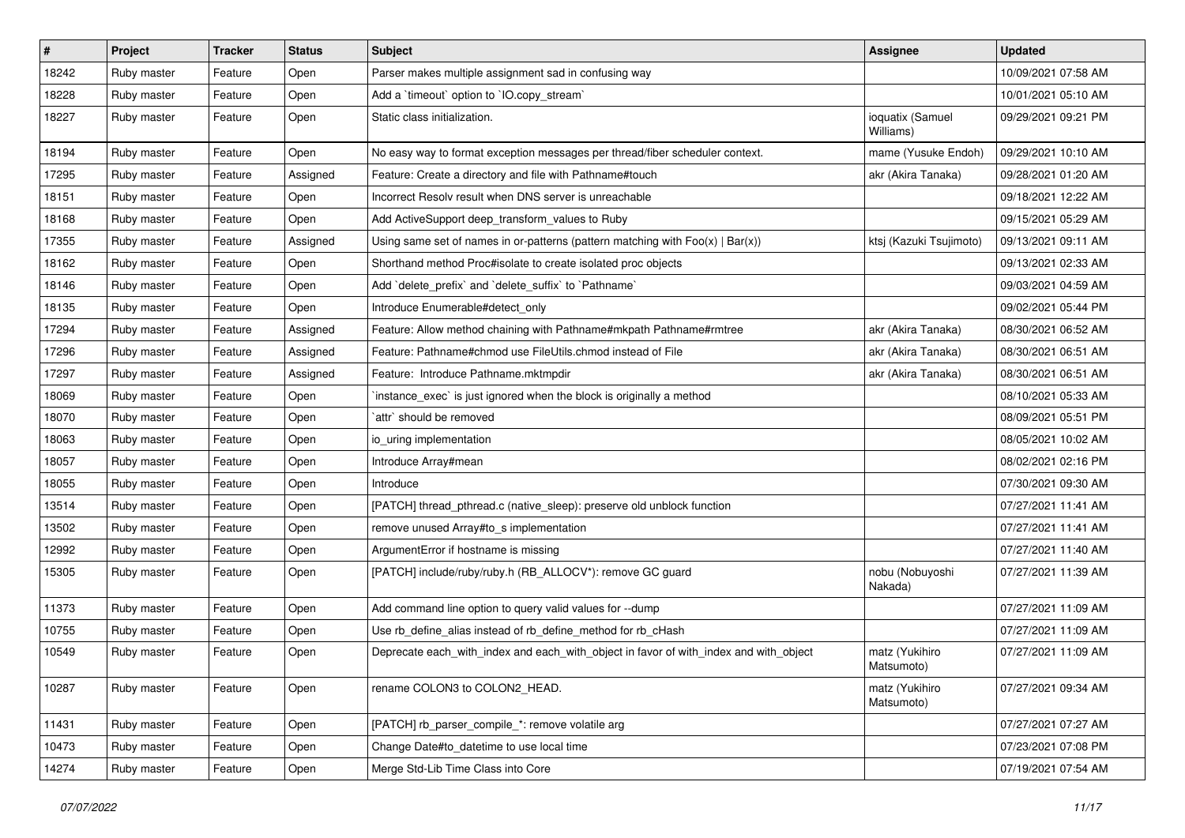| # | Project | Tracker | Status | Subject | Assignee | Updated |
| --- | --- | --- | --- | --- | --- | --- |
| 18242 | Ruby master | Feature | Open | Parser makes multiple assignment sad in confusing way | | 10/09/2021 07:58 AM |
| 18228 | Ruby master | Feature | Open | Add a `timeout` option to `IO.copy_stream` | | 10/01/2021 05:10 AM |
| 18227 | Ruby master | Feature | Open | Static class initialization. | ioquatix (Samuel Williams) | 09/29/2021 09:21 PM |
| 18194 | Ruby master | Feature | Open | No easy way to format exception messages per thread/fiber scheduler context. | mame (Yusuke Endoh) | 09/29/2021 10:10 AM |
| 17295 | Ruby master | Feature | Assigned | Feature: Create a directory and file with Pathname#touch | akr (Akira Tanaka) | 09/28/2021 01:20 AM |
| 18151 | Ruby master | Feature | Open | Incorrect Resolv result when DNS server is unreachable | | 09/18/2021 12:22 AM |
| 18168 | Ruby master | Feature | Open | Add ActiveSupport deep_transform_values to Ruby | | 09/15/2021 05:29 AM |
| 17355 | Ruby master | Feature | Assigned | Using same set of names in or-patterns (pattern matching with Foo(x) \| Bar(x)) | ktsj (Kazuki Tsujimoto) | 09/13/2021 09:11 AM |
| 18162 | Ruby master | Feature | Open | Shorthand method Proc#isolate to create isolated proc objects | | 09/13/2021 02:33 AM |
| 18146 | Ruby master | Feature | Open | Add `delete_prefix` and `delete_suffix` to `Pathname` | | 09/03/2021 04:59 AM |
| 18135 | Ruby master | Feature | Open | Introduce Enumerable#detect_only | | 09/02/2021 05:44 PM |
| 17294 | Ruby master | Feature | Assigned | Feature: Allow method chaining with Pathname#mkpath Pathname#rmtree | akr (Akira Tanaka) | 08/30/2021 06:52 AM |
| 17296 | Ruby master | Feature | Assigned | Feature: Pathname#chmod use FileUtils.chmod instead of File | akr (Akira Tanaka) | 08/30/2021 06:51 AM |
| 17297 | Ruby master | Feature | Assigned | Feature: Introduce Pathname.mktmpdir | akr (Akira Tanaka) | 08/30/2021 06:51 AM |
| 18069 | Ruby master | Feature | Open | `instance_exec` is just ignored when the block is originally a method | | 08/10/2021 05:33 AM |
| 18070 | Ruby master | Feature | Open | `attr` should be removed | | 08/09/2021 05:51 PM |
| 18063 | Ruby master | Feature | Open | io_uring implementation | | 08/05/2021 10:02 AM |
| 18057 | Ruby master | Feature | Open | Introduce Array#mean | | 08/02/2021 02:16 PM |
| 18055 | Ruby master | Feature | Open | Introduce | | 07/30/2021 09:30 AM |
| 13514 | Ruby master | Feature | Open | [PATCH] thread_pthread.c (native_sleep): preserve old unblock function | | 07/27/2021 11:41 AM |
| 13502 | Ruby master | Feature | Open | remove unused Array#to_s implementation | | 07/27/2021 11:41 AM |
| 12992 | Ruby master | Feature | Open | ArgumentError if hostname is missing | | 07/27/2021 11:40 AM |
| 15305 | Ruby master | Feature | Open | [PATCH] include/ruby/ruby.h (RB_ALLOCV*): remove GC guard | nobu (Nobuyoshi Nakada) | 07/27/2021 11:39 AM |
| 11373 | Ruby master | Feature | Open | Add command line option to query valid values for --dump | | 07/27/2021 11:09 AM |
| 10755 | Ruby master | Feature | Open | Use rb_define_alias instead of rb_define_method for rb_cHash | | 07/27/2021 11:09 AM |
| 10549 | Ruby master | Feature | Open | Deprecate each_with_index and each_with_object in favor of with_index and with_object | matz (Yukihiro Matsumoto) | 07/27/2021 11:09 AM |
| 10287 | Ruby master | Feature | Open | rename COLON3 to COLON2_HEAD. | matz (Yukihiro Matsumoto) | 07/27/2021 09:34 AM |
| 11431 | Ruby master | Feature | Open | [PATCH] rb_parser_compile_*: remove volatile arg | | 07/27/2021 07:27 AM |
| 10473 | Ruby master | Feature | Open | Change Date#to_datetime to use local time | | 07/23/2021 07:08 PM |
| 14274 | Ruby master | Feature | Open | Merge Std-Lib Time Class into Core | | 07/19/2021 07:54 AM |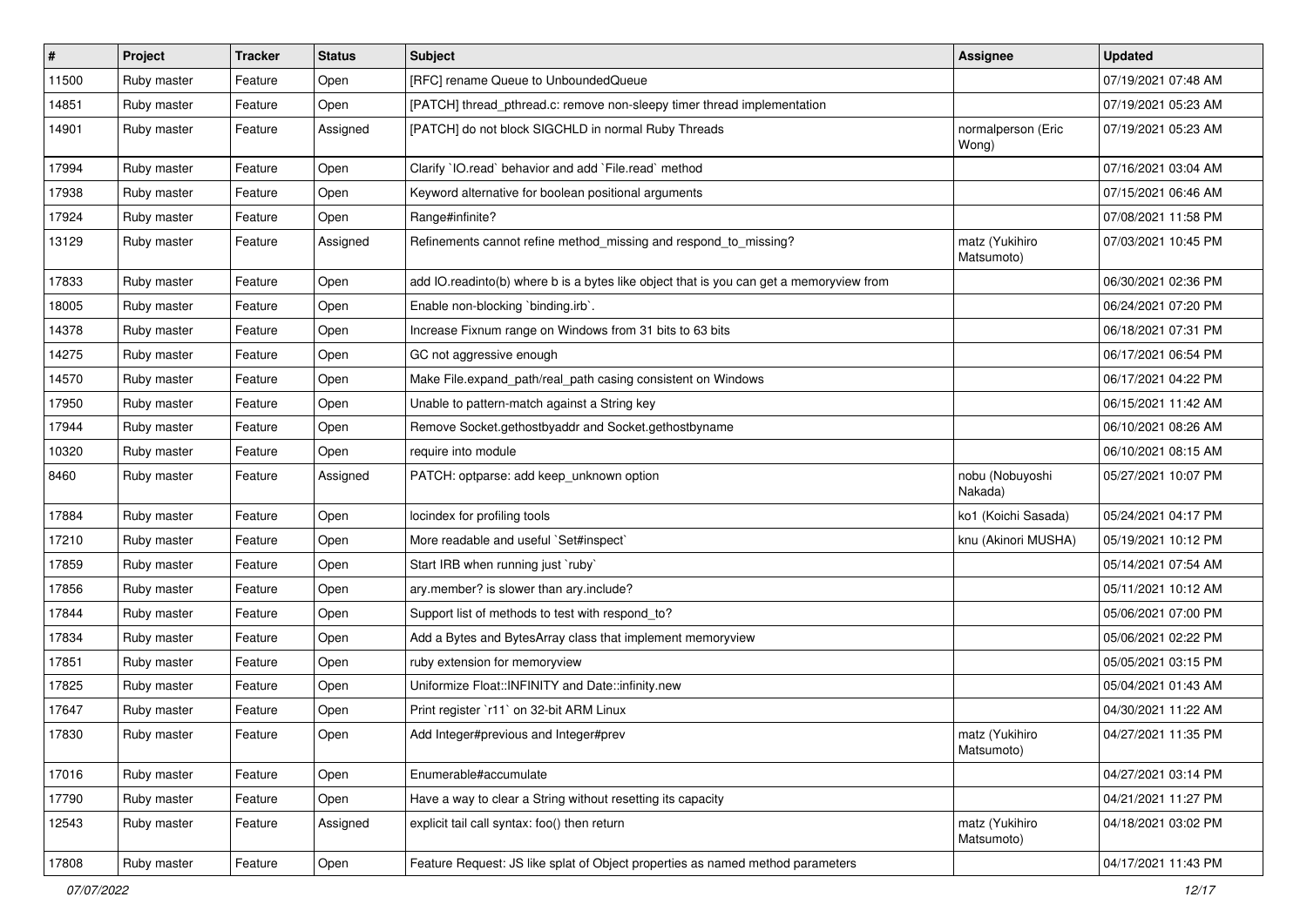| # | Project | Tracker | Status | Subject | Assignee | Updated |
|---|---|---|---|---|---|---|
| 11500 | Ruby master | Feature | Open | [RFC] rename Queue to UnboundedQueue | | 07/19/2021 07:48 AM |
| 14851 | Ruby master | Feature | Open | [PATCH] thread_pthread.c: remove non-sleepy timer thread implementation | | 07/19/2021 05:23 AM |
| 14901 | Ruby master | Feature | Assigned | [PATCH] do not block SIGCHLD in normal Ruby Threads | normalperson (Eric Wong) | 07/19/2021 05:23 AM |
| 17994 | Ruby master | Feature | Open | Clarify `IO.read` behavior and add `File.read` method | | 07/16/2021 03:04 AM |
| 17938 | Ruby master | Feature | Open | Keyword alternative for boolean positional arguments | | 07/15/2021 06:46 AM |
| 17924 | Ruby master | Feature | Open | Range#infinite? | | 07/08/2021 11:58 PM |
| 13129 | Ruby master | Feature | Assigned | Refinements cannot refine method_missing and respond_to_missing? | matz (Yukihiro Matsumoto) | 07/03/2021 10:45 PM |
| 17833 | Ruby master | Feature | Open | add IO.readinto(b) where b is a bytes like object that is you can get a memoryview from | | 06/30/2021 02:36 PM |
| 18005 | Ruby master | Feature | Open | Enable non-blocking `binding.irb`. | | 06/24/2021 07:20 PM |
| 14378 | Ruby master | Feature | Open | Increase Fixnum range on Windows from 31 bits to 63 bits | | 06/18/2021 07:31 PM |
| 14275 | Ruby master | Feature | Open | GC not aggressive enough | | 06/17/2021 06:54 PM |
| 14570 | Ruby master | Feature | Open | Make File.expand_path/real_path casing consistent on Windows | | 06/17/2021 04:22 PM |
| 17950 | Ruby master | Feature | Open | Unable to pattern-match against a String key | | 06/15/2021 11:42 AM |
| 17944 | Ruby master | Feature | Open | Remove Socket.gethostbyaddr and Socket.gethostbyname | | 06/10/2021 08:26 AM |
| 10320 | Ruby master | Feature | Open | require into module | | 06/10/2021 08:15 AM |
| 8460 | Ruby master | Feature | Assigned | PATCH: optparse: add keep_unknown option | nobu (Nobuyoshi Nakada) | 05/27/2021 10:07 PM |
| 17884 | Ruby master | Feature | Open | locindex for profiling tools | ko1 (Koichi Sasada) | 05/24/2021 04:17 PM |
| 17210 | Ruby master | Feature | Open | More readable and useful `Set#inspect` | knu (Akinori MUSHA) | 05/19/2021 10:12 PM |
| 17859 | Ruby master | Feature | Open | Start IRB when running just `ruby` | | 05/14/2021 07:54 AM |
| 17856 | Ruby master | Feature | Open | ary.member? is slower than ary.include? | | 05/11/2021 10:12 AM |
| 17844 | Ruby master | Feature | Open | Support list of methods to test with respond_to? | | 05/06/2021 07:00 PM |
| 17834 | Ruby master | Feature | Open | Add a Bytes and BytesArray class that implement memoryview | | 05/06/2021 02:22 PM |
| 17851 | Ruby master | Feature | Open | ruby extension for memoryview | | 05/05/2021 03:15 PM |
| 17825 | Ruby master | Feature | Open | Uniformize Float::INFINITY and Date::infinity.new | | 05/04/2021 01:43 AM |
| 17647 | Ruby master | Feature | Open | Print register `r11` on 32-bit ARM Linux | | 04/30/2021 11:22 AM |
| 17830 | Ruby master | Feature | Open | Add Integer#previous and Integer#prev | matz (Yukihiro Matsumoto) | 04/27/2021 11:35 PM |
| 17016 | Ruby master | Feature | Open | Enumerable#accumulate | | 04/27/2021 03:14 PM |
| 17790 | Ruby master | Feature | Open | Have a way to clear a String without resetting its capacity | | 04/21/2021 11:27 PM |
| 12543 | Ruby master | Feature | Assigned | explicit tail call syntax: foo() then return | matz (Yukihiro Matsumoto) | 04/18/2021 03:02 PM |
| 17808 | Ruby master | Feature | Open | Feature Request: JS like splat of Object properties as named method parameters | | 04/17/2021 11:43 PM |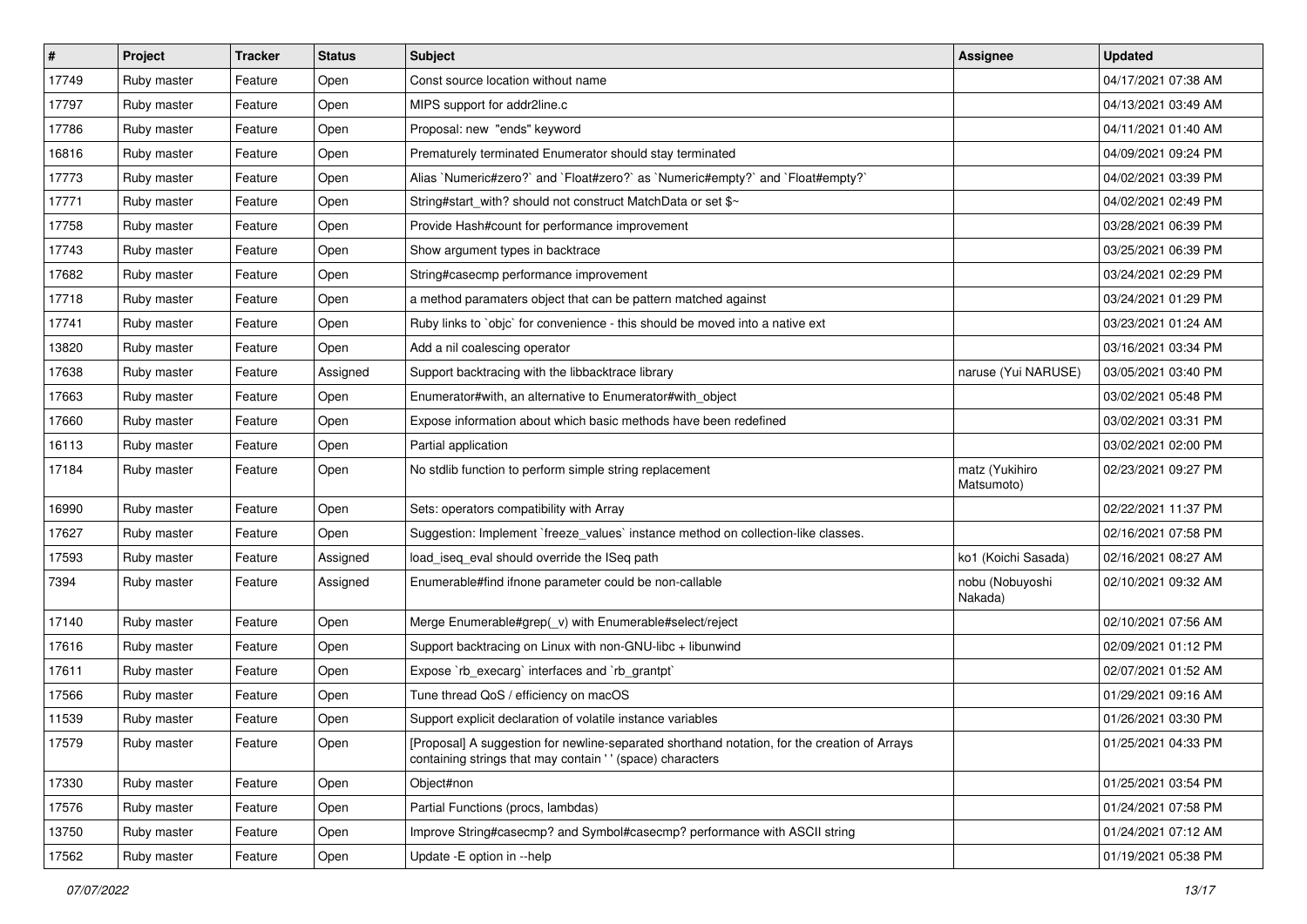| # | Project | Tracker | Status | Subject | Assignee | Updated |
|---|---|---|---|---|---|---|
| 17749 | Ruby master | Feature | Open | Const source location without name | | 04/17/2021 07:38 AM |
| 17797 | Ruby master | Feature | Open | MIPS support for addr2line.c | | 04/13/2021 03:49 AM |
| 17786 | Ruby master | Feature | Open | Proposal: new "ends" keyword | | 04/11/2021 01:40 AM |
| 16816 | Ruby master | Feature | Open | Prematurely terminated Enumerator should stay terminated | | 04/09/2021 09:24 PM |
| 17773 | Ruby master | Feature | Open | Alias `Numeric#zero?` and `Float#zero?` as `Numeric#empty?` and `Float#empty?` | | 04/02/2021 03:39 PM |
| 17771 | Ruby master | Feature | Open | String#start_with? should not construct MatchData or set $~ | | 04/02/2021 02:49 PM |
| 17758 | Ruby master | Feature | Open | Provide Hash#count for performance improvement | | 03/28/2021 06:39 PM |
| 17743 | Ruby master | Feature | Open | Show argument types in backtrace | | 03/25/2021 06:39 PM |
| 17682 | Ruby master | Feature | Open | String#casecmp performance improvement | | 03/24/2021 02:29 PM |
| 17718 | Ruby master | Feature | Open | a method paramaters object that can be pattern matched against | | 03/24/2021 01:29 PM |
| 17741 | Ruby master | Feature | Open | Ruby links to `objc` for convenience - this should be moved into a native ext | | 03/23/2021 01:24 AM |
| 13820 | Ruby master | Feature | Open | Add a nil coalescing operator | | 03/16/2021 03:34 PM |
| 17638 | Ruby master | Feature | Assigned | Support backtracing with the libbacktrace library | naruse (Yui NARUSE) | 03/05/2021 03:40 PM |
| 17663 | Ruby master | Feature | Open | Enumerator#with, an alternative to Enumerator#with_object | | 03/02/2021 05:48 PM |
| 17660 | Ruby master | Feature | Open | Expose information about which basic methods have been redefined | | 03/02/2021 03:31 PM |
| 16113 | Ruby master | Feature | Open | Partial application | | 03/02/2021 02:00 PM |
| 17184 | Ruby master | Feature | Open | No stdlib function to perform simple string replacement | matz (Yukihiro Matsumoto) | 02/23/2021 09:27 PM |
| 16990 | Ruby master | Feature | Open | Sets: operators compatibility with Array | | 02/22/2021 11:37 PM |
| 17627 | Ruby master | Feature | Open | Suggestion: Implement `freeze_values` instance method on collection-like classes. | | 02/16/2021 07:58 PM |
| 17593 | Ruby master | Feature | Assigned | load_iseq_eval should override the ISeq path | ko1 (Koichi Sasada) | 02/16/2021 08:27 AM |
| 7394 | Ruby master | Feature | Assigned | Enumerable#find ifnone parameter could be non-callable | nobu (Nobuyoshi Nakada) | 02/10/2021 09:32 AM |
| 17140 | Ruby master | Feature | Open | Merge Enumerable#grep(_v) with Enumerable#select/reject | | 02/10/2021 07:56 AM |
| 17616 | Ruby master | Feature | Open | Support backtracing on Linux with non-GNU-libc + libunwind | | 02/09/2021 01:12 PM |
| 17611 | Ruby master | Feature | Open | Expose `rb_execarg` interfaces and `rb_grantpt` | | 02/07/2021 01:52 AM |
| 17566 | Ruby master | Feature | Open | Tune thread QoS / efficiency on macOS | | 01/29/2021 09:16 AM |
| 11539 | Ruby master | Feature | Open | Support explicit declaration of volatile instance variables | | 01/26/2021 03:30 PM |
| 17579 | Ruby master | Feature | Open | [Proposal] A suggestion for newline-separated shorthand notation, for the creation of Arrays containing strings that may contain ' ' (space) characters | | 01/25/2021 04:33 PM |
| 17330 | Ruby master | Feature | Open | Object#non | | 01/25/2021 03:54 PM |
| 17576 | Ruby master | Feature | Open | Partial Functions (procs, lambdas) | | 01/24/2021 07:58 PM |
| 13750 | Ruby master | Feature | Open | Improve String#casecmp? and Symbol#casecmp? performance with ASCII string | | 01/24/2021 07:12 AM |
| 17562 | Ruby master | Feature | Open | Update -E option in --help | | 01/19/2021 05:38 PM |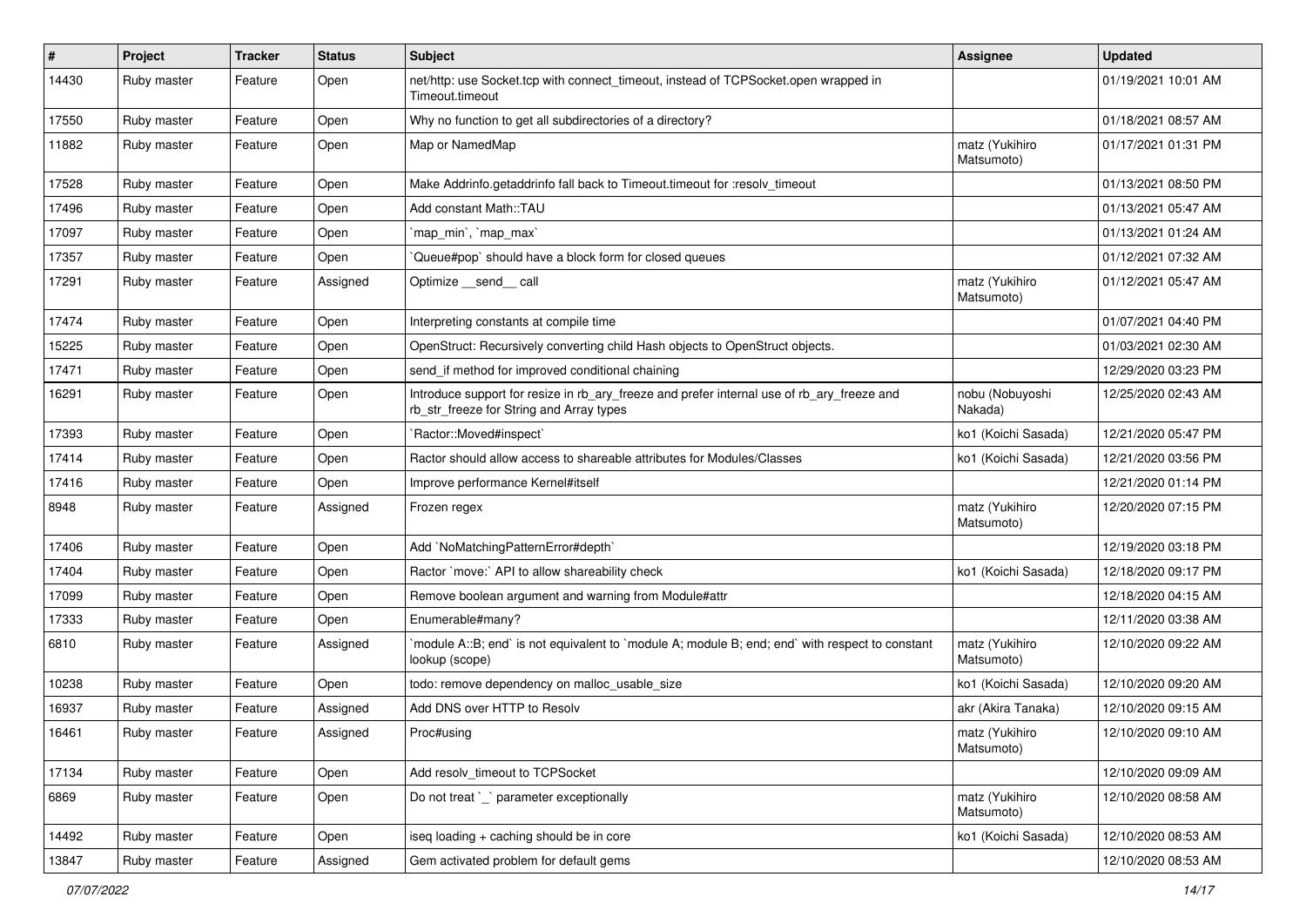| # | Project | Tracker | Status | Subject | Assignee | Updated |
|---|---|---|---|---|---|---|
| 14430 | Ruby master | Feature | Open | net/http: use Socket.tcp with connect_timeout, instead of TCPSocket.open wrapped in Timeout.timeout | | 01/19/2021 10:01 AM |
| 17550 | Ruby master | Feature | Open | Why no function to get all subdirectories of a directory? | | 01/18/2021 08:57 AM |
| 11882 | Ruby master | Feature | Open | Map or NamedMap | matz (Yukihiro Matsumoto) | 01/17/2021 01:31 PM |
| 17528 | Ruby master | Feature | Open | Make Addrinfo.getaddrinfo fall back to Timeout.timeout for :resolv_timeout | | 01/13/2021 08:50 PM |
| 17496 | Ruby master | Feature | Open | Add constant Math::TAU | | 01/13/2021 05:47 AM |
| 17097 | Ruby master | Feature | Open | `map_min`, `map_max` | | 01/13/2021 01:24 AM |
| 17357 | Ruby master | Feature | Open | `Queue#pop` should have a block form for closed queues | | 01/12/2021 07:32 AM |
| 17291 | Ruby master | Feature | Assigned | Optimize __send__ call | matz (Yukihiro Matsumoto) | 01/12/2021 05:47 AM |
| 17474 | Ruby master | Feature | Open | Interpreting constants at compile time | | 01/07/2021 04:40 PM |
| 15225 | Ruby master | Feature | Open | OpenStruct: Recursively converting child Hash objects to OpenStruct objects. | | 01/03/2021 02:30 AM |
| 17471 | Ruby master | Feature | Open | send_if method for improved conditional chaining | | 12/29/2020 03:23 PM |
| 16291 | Ruby master | Feature | Open | Introduce support for resize in rb_ary_freeze and prefer internal use of rb_ary_freeze and rb_str_freeze for String and Array types | nobu (Nobuyoshi Nakada) | 12/25/2020 02:43 AM |
| 17393 | Ruby master | Feature | Open | `Ractor::Moved#inspect` | ko1 (Koichi Sasada) | 12/21/2020 05:47 PM |
| 17414 | Ruby master | Feature | Open | Ractor should allow access to shareable attributes for Modules/Classes | ko1 (Koichi Sasada) | 12/21/2020 03:56 PM |
| 17416 | Ruby master | Feature | Open | Improve performance Kernel#itself | | 12/21/2020 01:14 PM |
| 8948 | Ruby master | Feature | Assigned | Frozen regex | matz (Yukihiro Matsumoto) | 12/20/2020 07:15 PM |
| 17406 | Ruby master | Feature | Open | Add `NoMatchingPatternError#depth` | | 12/19/2020 03:18 PM |
| 17404 | Ruby master | Feature | Open | Ractor `move:` API to allow shareability check | ko1 (Koichi Sasada) | 12/18/2020 09:17 PM |
| 17099 | Ruby master | Feature | Open | Remove boolean argument and warning from Module#attr | | 12/18/2020 04:15 AM |
| 17333 | Ruby master | Feature | Open | Enumerable#many? | | 12/11/2020 03:38 AM |
| 6810 | Ruby master | Feature | Assigned | `module A::B; end` is not equivalent to `module A; module B; end; end` with respect to constant lookup (scope) | matz (Yukihiro Matsumoto) | 12/10/2020 09:22 AM |
| 10238 | Ruby master | Feature | Open | todo: remove dependency on malloc_usable_size | ko1 (Koichi Sasada) | 12/10/2020 09:20 AM |
| 16937 | Ruby master | Feature | Assigned | Add DNS over HTTP to Resolv | akr (Akira Tanaka) | 12/10/2020 09:15 AM |
| 16461 | Ruby master | Feature | Assigned | Proc#using | matz (Yukihiro Matsumoto) | 12/10/2020 09:10 AM |
| 17134 | Ruby master | Feature | Open | Add resolv_timeout to TCPSocket | | 12/10/2020 09:09 AM |
| 6869 | Ruby master | Feature | Open | Do not treat `_` parameter exceptionally | matz (Yukihiro Matsumoto) | 12/10/2020 08:58 AM |
| 14492 | Ruby master | Feature | Open | iseq loading + caching should be in core | ko1 (Koichi Sasada) | 12/10/2020 08:53 AM |
| 13847 | Ruby master | Feature | Assigned | Gem activated problem for default gems | | 12/10/2020 08:53 AM |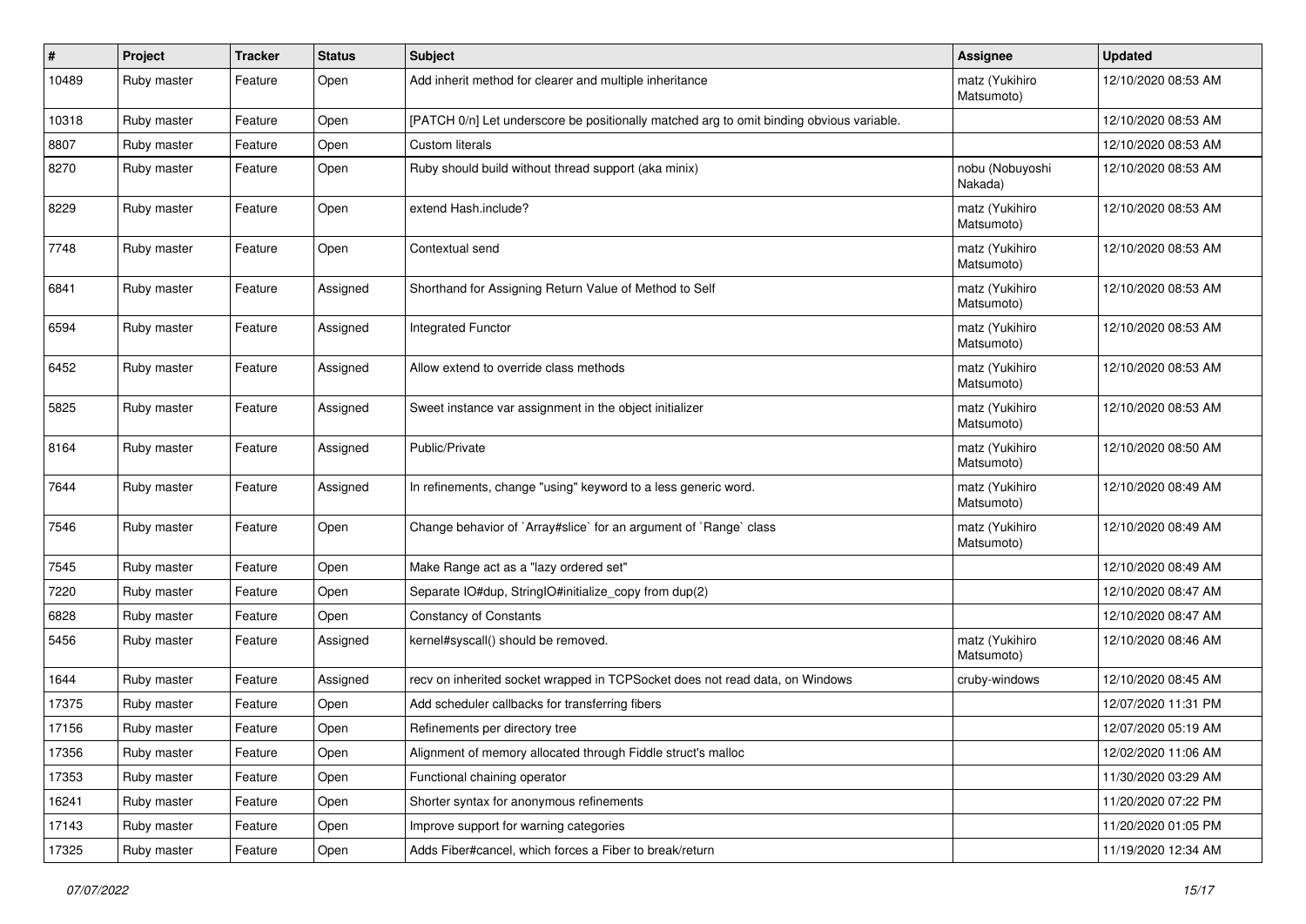| # | Project | Tracker | Status | Subject | Assignee | Updated |
|---|---|---|---|---|---|---|
| 10489 | Ruby master | Feature | Open | Add inherit method for clearer and multiple inheritance | matz (Yukihiro Matsumoto) | 12/10/2020 08:53 AM |
| 10318 | Ruby master | Feature | Open | [PATCH 0/n] Let underscore be positionally matched arg to omit binding obvious variable. | | 12/10/2020 08:53 AM |
| 8807 | Ruby master | Feature | Open | Custom literals | | 12/10/2020 08:53 AM |
| 8270 | Ruby master | Feature | Open | Ruby should build without thread support (aka minix) | nobu (Nobuyoshi Nakada) | 12/10/2020 08:53 AM |
| 8229 | Ruby master | Feature | Open | extend Hash.include? | matz (Yukihiro Matsumoto) | 12/10/2020 08:53 AM |
| 7748 | Ruby master | Feature | Open | Contextual send | matz (Yukihiro Matsumoto) | 12/10/2020 08:53 AM |
| 6841 | Ruby master | Feature | Assigned | Shorthand for Assigning Return Value of Method to Self | matz (Yukihiro Matsumoto) | 12/10/2020 08:53 AM |
| 6594 | Ruby master | Feature | Assigned | Integrated Functor | matz (Yukihiro Matsumoto) | 12/10/2020 08:53 AM |
| 6452 | Ruby master | Feature | Assigned | Allow extend to override class methods | matz (Yukihiro Matsumoto) | 12/10/2020 08:53 AM |
| 5825 | Ruby master | Feature | Assigned | Sweet instance var assignment in the object initializer | matz (Yukihiro Matsumoto) | 12/10/2020 08:53 AM |
| 8164 | Ruby master | Feature | Assigned | Public/Private | matz (Yukihiro Matsumoto) | 12/10/2020 08:50 AM |
| 7644 | Ruby master | Feature | Assigned | In refinements, change "using" keyword to a less generic word. | matz (Yukihiro Matsumoto) | 12/10/2020 08:49 AM |
| 7546 | Ruby master | Feature | Open | Change behavior of `Array#slice` for an argument of `Range` class | matz (Yukihiro Matsumoto) | 12/10/2020 08:49 AM |
| 7545 | Ruby master | Feature | Open | Make Range act as a "lazy ordered set" | | 12/10/2020 08:49 AM |
| 7220 | Ruby master | Feature | Open | Separate IO#dup, StringIO#initialize_copy from dup(2) | | 12/10/2020 08:47 AM |
| 6828 | Ruby master | Feature | Open | Constancy of Constants | | 12/10/2020 08:47 AM |
| 5456 | Ruby master | Feature | Assigned | kernel#syscall() should be removed. | matz (Yukihiro Matsumoto) | 12/10/2020 08:46 AM |
| 1644 | Ruby master | Feature | Assigned | recv on inherited socket wrapped in TCPSocket does not read data, on Windows | cruby-windows | 12/10/2020 08:45 AM |
| 17375 | Ruby master | Feature | Open | Add scheduler callbacks for transferring fibers | | 12/07/2020 11:31 PM |
| 17156 | Ruby master | Feature | Open | Refinements per directory tree | | 12/07/2020 05:19 AM |
| 17356 | Ruby master | Feature | Open | Alignment of memory allocated through Fiddle struct's malloc | | 12/02/2020 11:06 AM |
| 17353 | Ruby master | Feature | Open | Functional chaining operator | | 11/30/2020 03:29 AM |
| 16241 | Ruby master | Feature | Open | Shorter syntax for anonymous refinements | | 11/20/2020 07:22 PM |
| 17143 | Ruby master | Feature | Open | Improve support for warning categories | | 11/20/2020 01:05 PM |
| 17325 | Ruby master | Feature | Open | Adds Fiber#cancel, which forces a Fiber to break/return | | 11/19/2020 12:34 AM |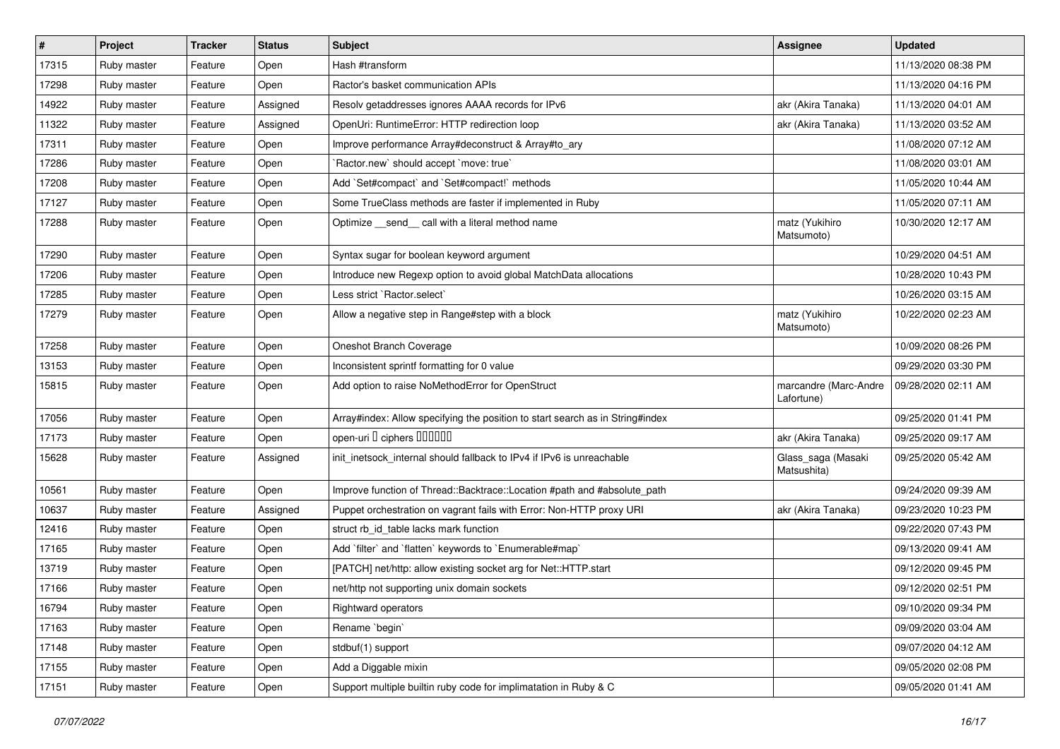| # | Project | Tracker | Status | Subject | Assignee | Updated |
|---|---|---|---|---|---|---|
| 17315 | Ruby master | Feature | Open | Hash #transform | | 11/13/2020 08:38 PM |
| 17298 | Ruby master | Feature | Open | Ractor's basket communication APIs | | 11/13/2020 04:16 PM |
| 14922 | Ruby master | Feature | Assigned | Resolv getaddresses ignores AAAA records for IPv6 | akr (Akira Tanaka) | 11/13/2020 04:01 AM |
| 11322 | Ruby master | Feature | Assigned | OpenUri: RuntimeError: HTTP redirection loop | akr (Akira Tanaka) | 11/13/2020 03:52 AM |
| 17311 | Ruby master | Feature | Open | Improve performance Array#deconstruct & Array#to_ary | | 11/08/2020 07:12 AM |
| 17286 | Ruby master | Feature | Open | `Ractor.new` should accept `move: true` | | 11/08/2020 03:01 AM |
| 17208 | Ruby master | Feature | Open | Add `Set#compact` and `Set#compact!` methods | | 11/05/2020 10:44 AM |
| 17127 | Ruby master | Feature | Open | Some TrueClass methods are faster if implemented in Ruby | | 11/05/2020 07:11 AM |
| 17288 | Ruby master | Feature | Open | Optimize __send__ call with a literal method name | matz (Yukihiro Matsumoto) | 10/30/2020 12:17 AM |
| 17290 | Ruby master | Feature | Open | Syntax sugar for boolean keyword argument | | 10/29/2020 04:51 AM |
| 17206 | Ruby master | Feature | Open | Introduce new Regexp option to avoid global MatchData allocations | | 10/28/2020 10:43 PM |
| 17285 | Ruby master | Feature | Open | Less strict `Ractor.select` | | 10/26/2020 03:15 AM |
| 17279 | Ruby master | Feature | Open | Allow a negative step in Range#step with a block | matz (Yukihiro Matsumoto) | 10/22/2020 02:23 AM |
| 17258 | Ruby master | Feature | Open | Oneshot Branch Coverage | | 10/09/2020 08:26 PM |
| 13153 | Ruby master | Feature | Open | Inconsistent sprintf formatting for 0 value | | 09/29/2020 03:30 PM |
| 15815 | Ruby master | Feature | Open | Add option to raise NoMethodError for OpenStruct | marcandre (Marc-Andre Lafortune) | 09/28/2020 02:11 AM |
| 17056 | Ruby master | Feature | Open | Array#index: Allow specifying the position to start search as in String#index | | 09/25/2020 01:41 PM |
| 17173 | Ruby master | Feature | Open | open-uri � ciphers ������ | akr (Akira Tanaka) | 09/25/2020 09:17 AM |
| 15628 | Ruby master | Feature | Assigned | init_inetsock_internal should fallback to IPv4 if IPv6 is unreachable | Glass_saga (Masaki Matsushita) | 09/25/2020 05:42 AM |
| 10561 | Ruby master | Feature | Open | Improve function of Thread::Backtrace::Location #path and #absolute_path | | 09/24/2020 09:39 AM |
| 10637 | Ruby master | Feature | Assigned | Puppet orchestration on vagrant fails with Error: Non-HTTP proxy URI | akr (Akira Tanaka) | 09/23/2020 10:23 PM |
| 12416 | Ruby master | Feature | Open | struct rb_id_table lacks mark function | | 09/22/2020 07:43 PM |
| 17165 | Ruby master | Feature | Open | Add `filter` and `flatten` keywords to `Enumerable#map` | | 09/13/2020 09:41 AM |
| 13719 | Ruby master | Feature | Open | [PATCH] net/http: allow existing socket arg for Net::HTTP.start | | 09/12/2020 09:45 PM |
| 17166 | Ruby master | Feature | Open | net/http not supporting unix domain sockets | | 09/12/2020 02:51 PM |
| 16794 | Ruby master | Feature | Open | Rightward operators | | 09/10/2020 09:34 PM |
| 17163 | Ruby master | Feature | Open | Rename `begin` | | 09/09/2020 03:04 AM |
| 17148 | Ruby master | Feature | Open | stdbuf(1) support | | 09/07/2020 04:12 AM |
| 17155 | Ruby master | Feature | Open | Add a Diggable mixin | | 09/05/2020 02:08 PM |
| 17151 | Ruby master | Feature | Open | Support multiple builtin ruby code for implimatation in Ruby & C | | 09/05/2020 01:41 AM |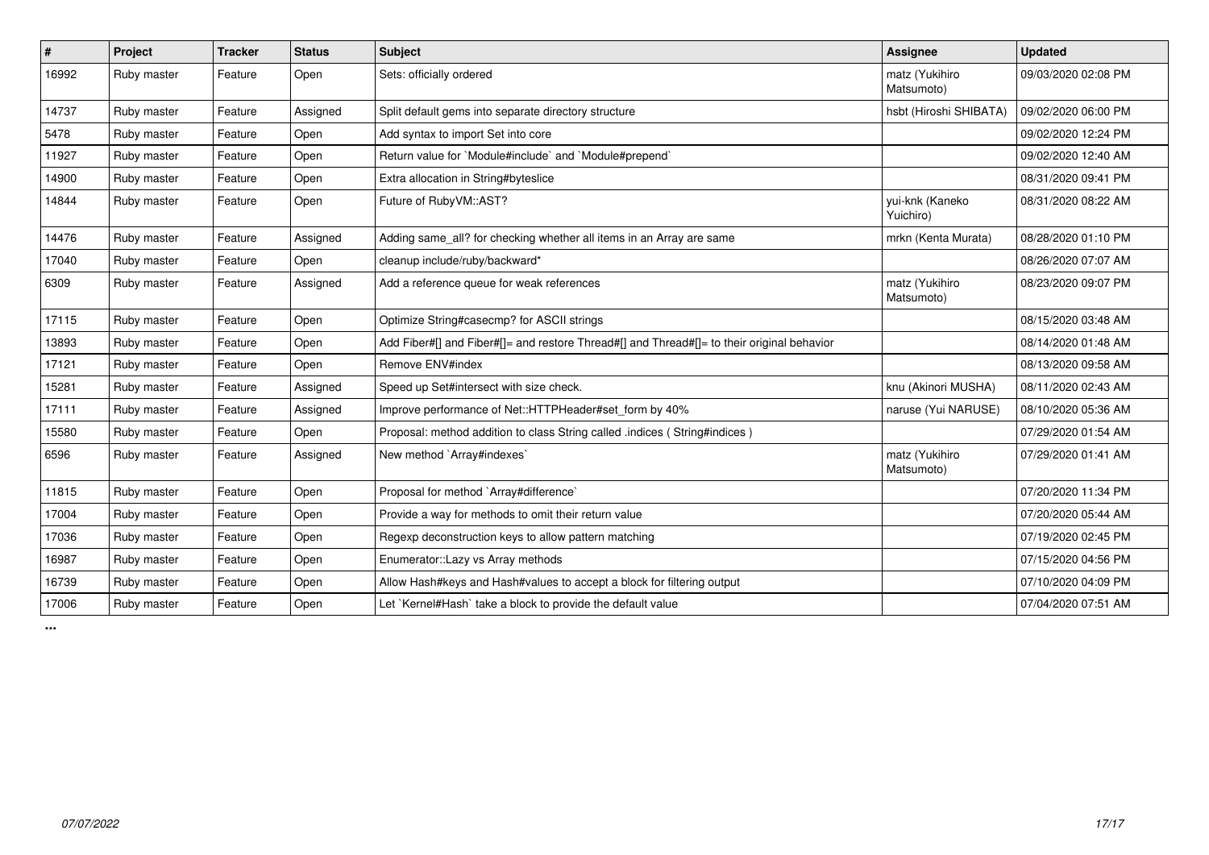| # | Project | Tracker | Status | Subject | Assignee | Updated |
|---|---|---|---|---|---|---|
| 16992 | Ruby master | Feature | Open | Sets: officially ordered | matz (Yukihiro Matsumoto) | 09/03/2020 02:08 PM |
| 14737 | Ruby master | Feature | Assigned | Split default gems into separate directory structure | hsbt (Hiroshi SHIBATA) | 09/02/2020 06:00 PM |
| 5478 | Ruby master | Feature | Open | Add syntax to import Set into core | | 09/02/2020 12:24 PM |
| 11927 | Ruby master | Feature | Open | Return value for `Module#include` and `Module#prepend` | | 09/02/2020 12:40 AM |
| 14900 | Ruby master | Feature | Open | Extra allocation in String#byteslice | | 08/31/2020 09:41 PM |
| 14844 | Ruby master | Feature | Open | Future of RubyVM::AST? | yui-knk (Kaneko Yuichiro) | 08/31/2020 08:22 AM |
| 14476 | Ruby master | Feature | Assigned | Adding same_all? for checking whether all items in an Array are same | mrkn (Kenta Murata) | 08/28/2020 01:10 PM |
| 17040 | Ruby master | Feature | Open | cleanup include/ruby/backward* | | 08/26/2020 07:07 AM |
| 6309 | Ruby master | Feature | Assigned | Add a reference queue for weak references | matz (Yukihiro Matsumoto) | 08/23/2020 09:07 PM |
| 17115 | Ruby master | Feature | Open | Optimize String#casecmp? for ASCII strings | | 08/15/2020 03:48 AM |
| 13893 | Ruby master | Feature | Open | Add Fiber#[] and Fiber#[]= and restore Thread#[] and Thread#[]= to their original behavior | | 08/14/2020 01:48 AM |
| 17121 | Ruby master | Feature | Open | Remove ENV#index | | 08/13/2020 09:58 AM |
| 15281 | Ruby master | Feature | Assigned | Speed up Set#intersect with size check. | knu (Akinori MUSHA) | 08/11/2020 02:43 AM |
| 17111 | Ruby master | Feature | Assigned | Improve performance of Net::HTTPHeader#set_form by 40% | naruse (Yui NARUSE) | 08/10/2020 05:36 AM |
| 15580 | Ruby master | Feature | Open | Proposal: method addition to class String called .indices ( String#indices ) | | 07/29/2020 01:54 AM |
| 6596 | Ruby master | Feature | Assigned | New method `Array#indexes` | matz (Yukihiro Matsumoto) | 07/29/2020 01:41 AM |
| 11815 | Ruby master | Feature | Open | Proposal for method `Array#difference` | | 07/20/2020 11:34 PM |
| 17004 | Ruby master | Feature | Open | Provide a way for methods to omit their return value | | 07/20/2020 05:44 AM |
| 17036 | Ruby master | Feature | Open | Regexp deconstruction keys to allow pattern matching | | 07/19/2020 02:45 PM |
| 16987 | Ruby master | Feature | Open | Enumerator::Lazy vs Array methods | | 07/15/2020 04:56 PM |
| 16739 | Ruby master | Feature | Open | Allow Hash#keys and Hash#values to accept a block for filtering output | | 07/10/2020 04:09 PM |
| 17006 | Ruby master | Feature | Open | Let `Kernel#Hash` take a block to provide the default value | | 07/04/2020 07:51 AM |

...